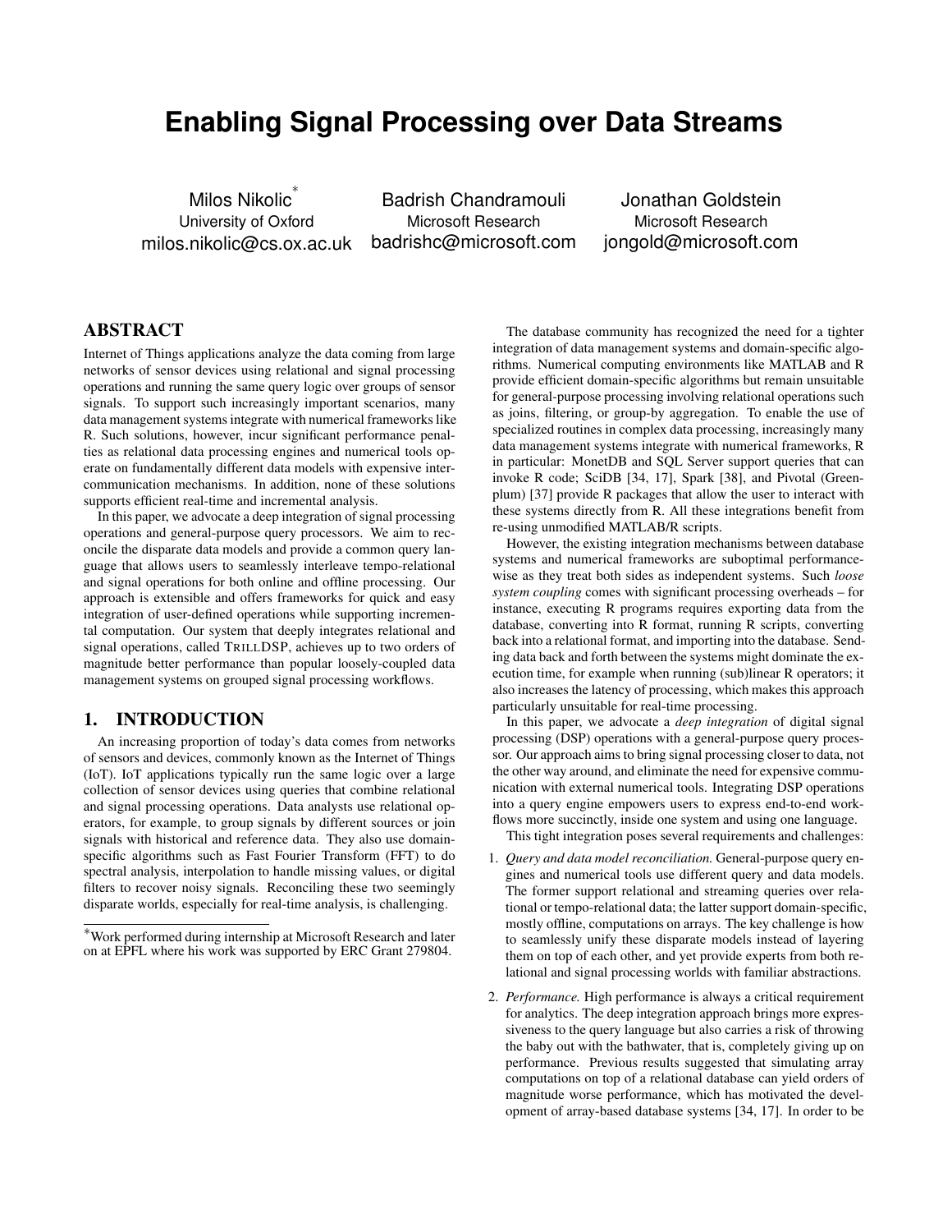# Enabling Signal Processing over Data Streams

Milos Nikolic*
University of Oxford
milos.nikolic@cs.ox.ac.uk

Badrish Chandramouli
Microsoft Research
badrishc@microsoft.com

Jonathan Goldstein
Microsoft Research
jongold@microsoft.com

## ABSTRACT

Internet of Things applications analyze the data coming from large networks of sensor devices using relational and signal processing operations and running the same query logic over groups of sensor signals. To support such increasingly important scenarios, many data management systems integrate with numerical frameworks like R. Such solutions, however, incur significant performance penalties as relational data processing engines and numerical tools operate on fundamentally different data models with expensive intercommunication mechanisms. In addition, none of these solutions supports efficient real-time and incremental analysis.

In this paper, we advocate a deep integration of signal processing operations and general-purpose query processors. We aim to reconcile the disparate data models and provide a common query language that allows users to seamlessly interleave tempo-relational and signal operations for both online and offline processing. Our approach is extensible and offers frameworks for quick and easy integration of user-defined operations while supporting incremental computation. Our system that deeply integrates relational and signal operations, called TRILLDSP, achieves up to two orders of magnitude better performance than popular loosely-coupled data management systems on grouped signal processing workflows.

## 1. INTRODUCTION

An increasing proportion of today's data comes from networks of sensors and devices, commonly known as the Internet of Things (IoT). IoT applications typically run the same logic over a large collection of sensor devices using queries that combine relational and signal processing operations. Data analysts use relational operators, for example, to group signals by different sources or join signals with historical and reference data. They also use domain-specific algorithms such as Fast Fourier Transform (FFT) to do spectral analysis, interpolation to handle missing values, or digital filters to recover noisy signals. Reconciling these two seemingly disparate worlds, especially for real-time analysis, is challenging.

*Work performed during internship at Microsoft Research and later on at EPFL where his work was supported by ERC Grant 279804.

The database community has recognized the need for a tighter integration of data management systems and domain-specific algorithms. Numerical computing environments like MATLAB and R provide efficient domain-specific algorithms but remain unsuitable for general-purpose processing involving relational operations such as joins, filtering, or group-by aggregation. To enable the use of specialized routines in complex data processing, increasingly many data management systems integrate with numerical frameworks, R in particular: MonetDB and SQL Server support queries that can invoke R code; SciDB [34, 17], Spark [38], and Pivotal (Greenplum) [37] provide R packages that allow the user to interact with these systems directly from R. All these integrations benefit from re-using unmodified MATLAB/R scripts.

However, the existing integration mechanisms between database systems and numerical frameworks are suboptimal performance-wise as they treat both sides as independent systems. Such *loose system coupling* comes with significant processing overheads – for instance, executing R programs requires exporting data from the database, converting into R format, running R scripts, converting back into a relational format, and importing into the database. Sending data back and forth between the systems might dominate the execution time, for example when running (sub)linear R operators; it also increases the latency of processing, which makes this approach particularly unsuitable for real-time processing.

In this paper, we advocate a *deep integration* of digital signal processing (DSP) operations with a general-purpose query processor. Our approach aims to bring signal processing closer to data, not the other way around, and eliminate the need for expensive communication with external numerical tools. Integrating DSP operations into a query engine empowers users to express end-to-end workflows more succinctly, inside one system and using one language.

This tight integration poses several requirements and challenges:

1. *Query and data model reconciliation.* General-purpose query engines and numerical tools use different query and data models. The former support relational and streaming queries over relational or tempo-relational data; the latter support domain-specific, mostly offline, computations on arrays. The key challenge is how to seamlessly unify these disparate models instead of layering them on top of each other, and yet provide experts from both relational and signal processing worlds with familiar abstractions.
2. *Performance.* High performance is always a critical requirement for analytics. The deep integration approach brings more expressiveness to the query language but also carries a risk of throwing the baby out with the bathwater, that is, completely giving up on performance. Previous results suggested that simulating array computations on top of a relational database can yield orders of magnitude worse performance, which has motivated the development of array-based database systems [34, 17]. In order to be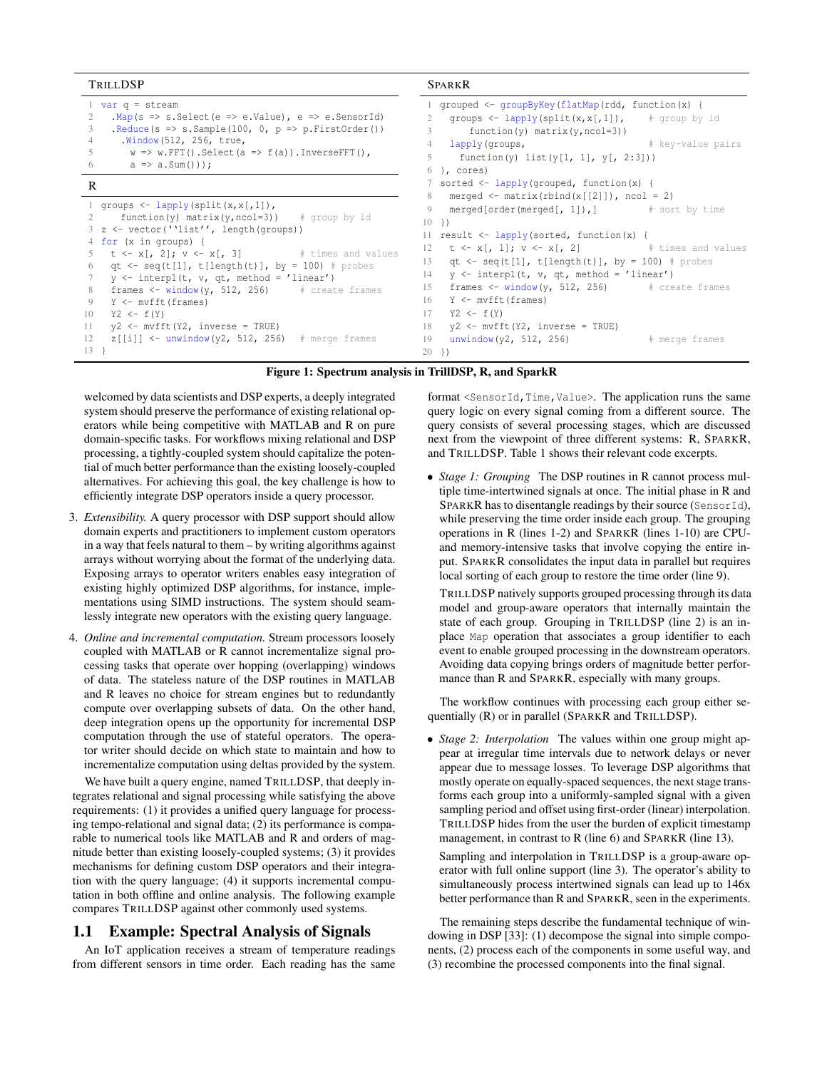TrillDSP

```
1 var q = stream
2   .Map(s => s.Select(e => e.Value), e => e.SensorId)
3   .Reduce(s => s.Sample(100, 0, p => p.FirstOrder())
4    .Window(512, 256, true,
5      w => w.FFT().Select(a => f(a)).InverseFFT(),
6      a => a.Sum()));
```

R

```
1 groups <- lapply(split(x,x[,1]),
2     function(y) matrix(y,ncol=3))    # group by id
3 z <- vector(''list'', length(groups))
4 for (x in groups) {
5   t <- x[, 2]; v <- x[, 3]          # times and values
6   qt <- seq(t[1], t[length(t)], by = 100) # probes
7   y <- interp1(t, v, qt, method = 'linear')
8   frames <- window(y, 512, 256)      # create frames
9   Y <- mvfft(frames)
10  Y2 <- f(Y)
11  y2 <- mvfft(Y2, inverse = TRUE)
12  z[[i]] <- unwindow(y2, 512, 256)  # merge frames
13 }
```

SparkR

```
1 grouped <- groupByKey(flatMap(rdd, function(x) {
2   groups <- lapply(split(x,x[,1]),    # group by id
3       function(y) matrix(y,ncol=3))
4   lapply(groups,                      # key-value pairs
5     function(y) list(y[1, 1], y[, 2:3]))
6 }, cores)
7 sorted <- lapply(grouped, function(x) {
8   merged <- matrix(rbind(x[[2]]), ncol = 2)
9   merged[order(merged[, 1]),]         # sort by time
10 })
11 result <- lapply(sorted, function(x) {
12   t <- x[, 1]; v <- x[, 2]           # times and values
13   qt <- seq(t[1], t[length(t)], by = 100) # probes
14   y <- interp1(t, v, qt, method = 'linear')
15   frames <- window(y, 512, 256)      # create frames
16   Y <- mvfft(frames)
17   Y2 <- f(Y)
18   y2 <- mvfft(Y2, inverse = TRUE)
19   unwindow(y2, 512, 256)             # merge frames
20 })
```

**Figure 1: Spectrum analysis in TrillDSP, R, and SparkR**

welcomed by data scientists and DSP experts, a deeply integrated system should preserve the performance of existing relational operators while being competitive with MATLAB and R on pure domain-specific tasks. For workflows mixing relational and DSP processing, a tightly-coupled system should capitalize the potential of much better performance than the existing loosely-coupled alternatives. For achieving this goal, the key challenge is how to efficiently integrate DSP operators inside a query processor.

3. *Extensibility.* A query processor with DSP support should allow domain experts and practitioners to implement custom operators in a way that feels natural to them – by writing algorithms against arrays without worrying about the format of the underlying data. Exposing arrays to operator writers enables easy integration of existing highly optimized DSP algorithms, for instance, implementations using SIMD instructions. The system should seamlessly integrate new operators with the existing query language.
4. *Online and incremental computation.* Stream processors loosely coupled with MATLAB or R cannot incrementalize signal processing tasks that operate over hopping (overlapping) windows of data. The stateless nature of the DSP routines in MATLAB and R leaves no choice for stream engines but to redundantly compute over overlapping subsets of data. On the other hand, deep integration opens up the opportunity for incremental DSP computation through the use of stateful operators. The operator writer should decide on which state to maintain and how to incrementalize computation using deltas provided by the system.

We have built a query engine, named TrillDSP, that deeply integrates relational and signal processing while satisfying the above requirements: (1) it provides a unified query language for processing tempo-relational and signal data; (2) its performance is comparable to numerical tools like MATLAB and R and orders of magnitude better than existing loosely-coupled systems; (3) it provides mechanisms for defining custom DSP operators and their integration with the query language; (4) it supports incremental computation in both offline and online analysis. The following example compares TrillDSP against other commonly used systems.

## 1.1 Example: Spectral Analysis of Signals

An IoT application receives a stream of temperature readings from different sensors in time order. Each reading has the same format `<SensorId,Time,Value>`. The application runs the same query logic on every signal coming from a different source. The query consists of several processing stages, which are discussed next from the viewpoint of three different systems: R, SparkR, and TrillDSP. Table 1 shows their relevant code excerpts.

- *Stage 1: Grouping* The DSP routines in R cannot process multiple time-intertwined signals at once. The initial phase in R and SparkR has to disentangle readings by their source (`SensorId`), while preserving the time order inside each group. The grouping operations in R (lines 1-2) and SparkR (lines 1-10) are CPU- and memory-intensive tasks that involve copying the entire input. SparkR consolidates the input data in parallel but requires local sorting of each group to restore the time order (line 9).

  TrillDSP natively supports grouped processing through its data model and group-aware operators that internally maintain the state of each group. Grouping in TrillDSP (line 2) is an in-place `Map` operation that associates a group identifier to each event to enable grouped processing in the downstream operators. Avoiding data copying brings orders of magnitude better performance than R and SparkR, especially with many groups.

The workflow continues with processing each group either sequentially (R) or in parallel (SparkR and TrillDSP).

- *Stage 2: Interpolation* The values within one group might appear at irregular time intervals due to network delays or never appear due to message losses. To leverage DSP algorithms that mostly operate on equally-spaced sequences, the next stage transforms each group into a uniformly-sampled signal with a given sampling period and offset using first-order (linear) interpolation. TrillDSP hides from the user the burden of explicit timestamp management, in contrast to R (line 6) and SparkR (line 13).

  Sampling and interpolation in TrillDSP is a group-aware operator with full online support (line 3). The operator's ability to simultaneously process intertwined signals can lead up to 146x better performance than R and SparkR, seen in the experiments.

The remaining steps describe the fundamental technique of windowing in DSP [33]: (1) decompose the signal into simple components, (2) process each of the components in some useful way, and (3) recombine the processed components into the final signal.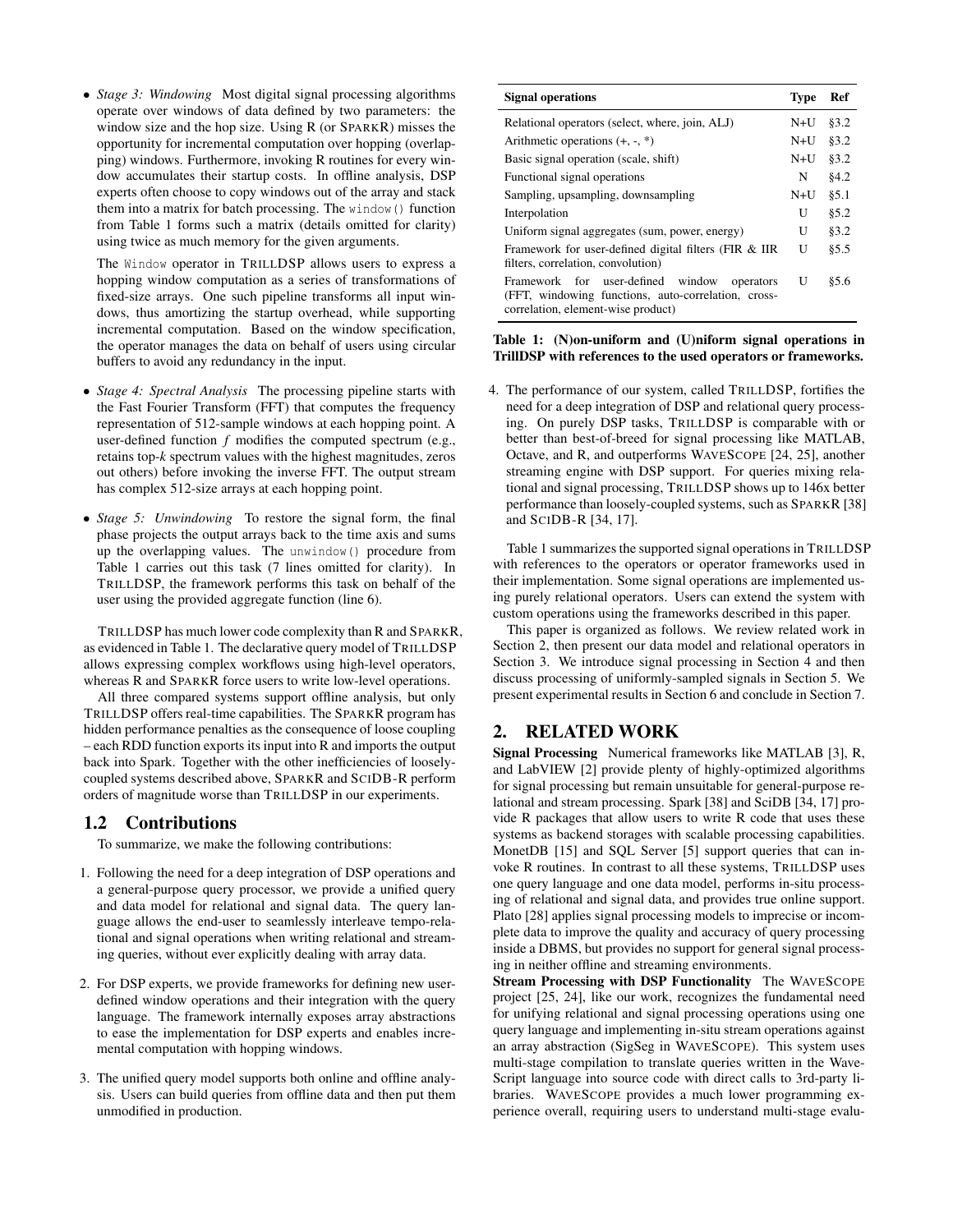- *Stage 3: Windowing* Most digital signal processing algorithms operate over windows of data defined by two parameters: the window size and the hop size. Using R (or SPARKR) misses the opportunity for incremental computation over hopping (overlapping) windows. Furthermore, invoking R routines for every window accumulates their startup costs. In offline analysis, DSP experts often choose to copy windows out of the array and stack them into a matrix for batch processing. The `window()` function from Table 1 forms such a matrix (details omitted for clarity) using twice as much memory for the given arguments.

  The `Window` operator in TRILLDSP allows users to express a hopping window computation as a series of transformations of fixed-size arrays. One such pipeline transforms all input windows, thus amortizing the startup overhead, while supporting incremental computation. Based on the window specification, the operator manages the data on behalf of users using circular buffers to avoid any redundancy in the input.

- *Stage 4: Spectral Analysis* The processing pipeline starts with the Fast Fourier Transform (FFT) that computes the frequency representation of 512-sample windows at each hopping point. A user-defined function *f* modifies the computed spectrum (e.g., retains top-*k* spectrum values with the highest magnitudes, zeros out others) before invoking the inverse FFT. The output stream has complex 512-size arrays at each hopping point.

- *Stage 5: Unwindowing* To restore the signal form, the final phase projects the output arrays back to the time axis and sums up the overlapping values. The `unwindow()` procedure from Table 1 carries out this task (7 lines omitted for clarity). In TRILLDSP, the framework performs this task on behalf of the user using the provided aggregate function (line 6).

TRILLDSP has much lower code complexity than R and SPARKR, as evidenced in Table 1. The declarative query model of TRILLDSP allows expressing complex workflows using high-level operators, whereas R and SPARKR force users to write low-level operations.

All three compared systems support offline analysis, but only TRILLDSP offers real-time capabilities. The SPARKR program has hidden performance penalties as the consequence of loose coupling – each RDD function exports its input into R and imports the output back into Spark. Together with the other inefficiencies of loosely-coupled systems described above, SPARKR and SCIDB-R perform orders of magnitude worse than TRILLDSP in our experiments.

## 1.2 Contributions

To summarize, we make the following contributions:

1. Following the need for a deep integration of DSP operations and a general-purpose query processor, we provide a unified query and data model for relational and signal data. The query language allows the end-user to seamlessly interleave tempo-relational and signal operations when writing relational and streaming queries, without ever explicitly dealing with array data.
2. For DSP experts, we provide frameworks for defining new user-defined window operations and their integration with the query language. The framework internally exposes array abstractions to ease the implementation for DSP experts and enables incremental computation with hopping windows.
3. The unified query model supports both online and offline analysis. Users can build queries from offline data and then put them unmodified in production.
4. The performance of our system, called TRILLDSP, fortifies the need for a deep integration of DSP and relational query processing. On purely DSP tasks, TRILLDSP is comparable with or better than best-of-breed for signal processing like MATLAB, Octave, and R, and outperforms WAVESCOPE [24, 25], another streaming engine with DSP support. For queries mixing relational and signal processing, TRILLDSP shows up to 146x better performance than loosely-coupled systems, such as SPARKR [38] and SCIDB-R [34, 17].

| Signal operations | Type | Ref |
|---|---|---|
| Relational operators (select, where, join, ALJ) | N+U | §3.2 |
| Arithmetic operations (+, -, *) | N+U | §3.2 |
| Basic signal operation (scale, shift) | N+U | §3.2 |
| Functional signal operations | N | §4.2 |
| Sampling, upsampling, downsampling | N+U | §5.1 |
| Interpolation | U | §5.2 |
| Uniform signal aggregates (sum, power, energy) | U | §3.2 |
| Framework for user-defined digital filters (FIR & IIR filters, correlation, convolution) | U | §5.5 |
| Framework for user-defined window operators (FFT, windowing functions, auto-correlation, cross-correlation, element-wise product) | U | §5.6 |

**Table 1: (N)on-uniform and (U)niform signal operations in TrillDSP with references to the used operators or frameworks.**

Table 1 summarizes the supported signal operations in TRILLDSP with references to the operators or operator frameworks used in their implementation. Some signal operations are implemented using purely relational operators. Users can extend the system with custom operations using the frameworks described in this paper.

This paper is organized as follows. We review related work in Section 2, then present our data model and relational operators in Section 3. We introduce signal processing in Section 4 and then discuss processing of uniformly-sampled signals in Section 5. We present experimental results in Section 6 and conclude in Section 7.

# 2. RELATED WORK

**Signal Processing** Numerical frameworks like MATLAB [3], R, and LabVIEW [2] provide plenty of highly-optimized algorithms for signal processing but remain unsuitable for general-purpose relational and stream processing. Spark [38] and SciDB [34, 17] provide R packages that allow users to write R code that uses these systems as backend storages with scalable processing capabilities. MonetDB [15] and SQL Server [5] support queries that can invoke R routines. In contrast to all these systems, TRILLDSP uses one query language and one data model, performs in-situ processing of relational and signal data, and provides true online support. Plato [28] applies signal processing models to imprecise or incomplete data to improve the quality and accuracy of query processing inside a DBMS, but provides no support for general signal processing in neither offline and streaming environments.

**Stream Processing with DSP Functionality** The WAVESCOPE project [25, 24], like our work, recognizes the fundamental need for unifying relational and signal processing operations using one query language and implementing in-situ stream operations against an array abstraction (SigSeg in WAVESCOPE). This system uses multi-stage compilation to translate queries written in the WaveScript language into source code with direct calls to 3rd-party libraries. WAVESCOPE provides a much lower programming experience overall, requiring users to understand multi-stage evalu-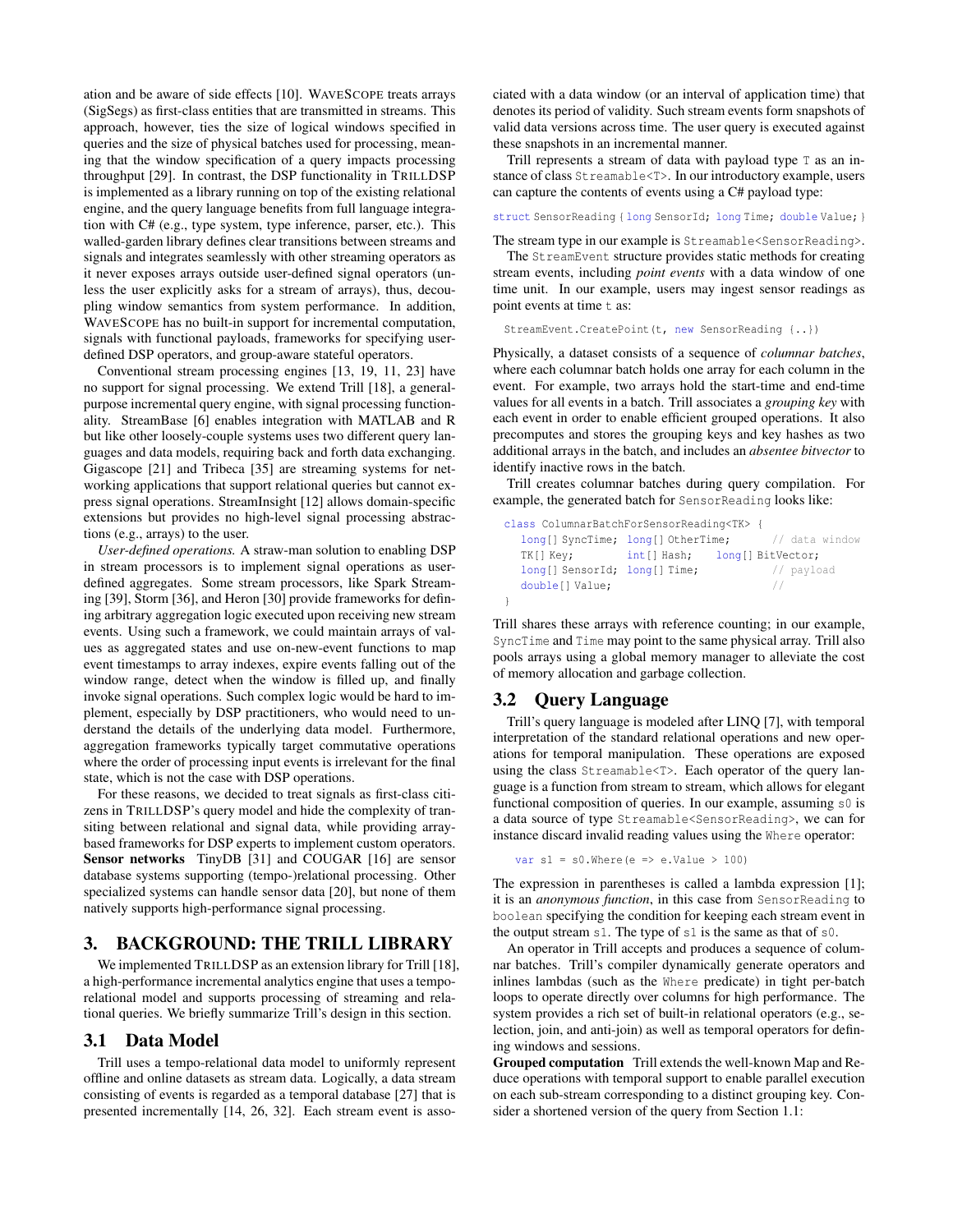ation and be aware of side effects [10]. WaveScope treats arrays (SigSegs) as first-class entities that are transmitted in streams. This approach, however, ties the size of logical windows specified in queries and the size of physical batches used for processing, meaning that the window specification of a query impacts processing throughput [29]. In contrast, the DSP functionality in TrillDSP is implemented as a library running on top of the existing relational engine, and the query language benefits from full language integration with C# (e.g., type system, type inference, parser, etc.). This walled-garden library defines clear transitions between streams and signals and integrates seamlessly with other streaming operators as it never exposes arrays outside user-defined signal operators (unless the user explicitly asks for a stream of arrays), thus, decoupling window semantics from system performance. In addition, WaveScope has no built-in support for incremental computation, signals with functional payloads, frameworks for specifying user-defined DSP operators, and group-aware stateful operators.

Conventional stream processing engines [13, 19, 11, 23] have no support for signal processing. We extend Trill [18], a general-purpose incremental query engine, with signal processing functionality. StreamBase [6] enables integration with MATLAB and R but like other loosely-couple systems uses two different query languages and data models, requiring back and forth data exchanging. Gigascope [21] and Tribeca [35] are streaming systems for networking applications that support relational queries but cannot express signal operations. StreamInsight [12] allows domain-specific extensions but provides no high-level signal processing abstractions (e.g., arrays) to the user.

*User-defined operations.* A straw-man solution to enabling DSP in stream processors is to implement signal operations as user-defined aggregates. Some stream processors, like Spark Streaming [39], Storm [36], and Heron [30] provide frameworks for defining arbitrary aggregation logic executed upon receiving new stream events. Using such a framework, we could maintain arrays of values as aggregated states and use on-new-event functions to map event timestamps to array indexes, expire events falling out of the window range, detect when the window is filled up, and finally invoke signal operations. Such complex logic would be hard to implement, especially by DSP practitioners, who would need to understand the details of the underlying data model. Furthermore, aggregation frameworks typically target commutative operations where the order of processing input events is irrelevant for the final state, which is not the case with DSP operations.

For these reasons, we decided to treat signals as first-class citizens in TrillDSP's query model and hide the complexity of transiting between relational and signal data, while providing array-based frameworks for DSP experts to implement custom operators.

**Sensor networks** TinyDB [31] and COUGAR [16] are sensor database systems supporting (tempo-)relational processing. Other specialized systems can handle sensor data [20], but none of them natively supports high-performance signal processing.

# 3. BACKGROUND: THE TRILL LIBRARY

We implemented TrillDSP as an extension library for Trill [18], a high-performance incremental analytics engine that uses a tempo-relational model and supports processing of streaming and relational queries. We briefly summarize Trill's design in this section.

## 3.1 Data Model

Trill uses a tempo-relational data model to uniformly represent offline and online datasets as stream data. Logically, a data stream consisting of events is regarded as a temporal database [27] that is presented incrementally [14, 26, 32]. Each stream event is associated with a data window (or an interval of application time) that denotes its period of validity. Such stream events form snapshots of valid data versions across time. The user query is executed against these snapshots in an incremental manner.

Trill represents a stream of data with payload type `T` as an instance of class `Streamable<T>`. In our introductory example, users can capture the contents of events using a C# payload type:

```
struct SensorReading { long SensorId; long Time; double Value; }
```

The stream type in our example is `Streamable<SensorReading>`.

The `StreamEvent` structure provides static methods for creating stream events, including *point events* with a data window of one time unit. In our example, users may ingest sensor readings as point events at time `t` as:

```
StreamEvent.CreatePoint(t, new SensorReading {..})
```

Physically, a dataset consists of a sequence of *columnar batches*, where each columnar batch holds one array for each column in the event. For example, two arrays hold the start-time and end-time values for all events in a batch. Trill associates a *grouping key* with each event in order to enable efficient grouped operations. It also precomputes and stores the grouping keys and key hashes as two additional arrays in the batch, and includes an *absentee bitvector* to identify inactive rows in the batch.

Trill creates columnar batches during query compilation. For example, the generated batch for `SensorReading` looks like:

```
class ColumnarBatchForSensorReading<TK> {
  long[] SyncTime; long[] OtherTime;      // data window
  TK[] Key;         int[] Hash;    long[] BitVector;
  long[] SensorId; long[] Time;           // payload
  double[] Value;                         //
}
```

Trill shares these arrays with reference counting; in our example, `SyncTime` and `Time` may point to the same physical array. Trill also pools arrays using a global memory manager to alleviate the cost of memory allocation and garbage collection.

## 3.2 Query Language

Trill's query language is modeled after LINQ [7], with temporal interpretation of the standard relational operations and new operations for temporal manipulation. These operations are exposed using the class `Streamable<T>`. Each operator of the query language is a function from stream to stream, which allows for elegant functional composition of queries. In our example, assuming `s0` is a data source of type `Streamable<SensorReading>`, we can for instance discard invalid reading values using the `Where` operator:

```
var s1 = s0.Where(e => e.Value > 100)
```

The expression in parentheses is called a lambda expression [1]; it is an *anonymous function*, in this case from `SensorReading` to `boolean` specifying the condition for keeping each stream event in the output stream `s1`. The type of `s1` is the same as that of `s0`.

An operator in Trill accepts and produces a sequence of columnar batches. Trill's compiler dynamically generate operators and inlines lambdas (such as the `Where` predicate) in tight per-batch loops to operate directly over columns for high performance. The system provides a rich set of built-in relational operators (e.g., selection, join, and anti-join) as well as temporal operators for defining windows and sessions.

**Grouped computation** Trill extends the well-known Map and Reduce operations with temporal support to enable parallel execution on each sub-stream corresponding to a distinct grouping key. Consider a shortened version of the query from Section 1.1: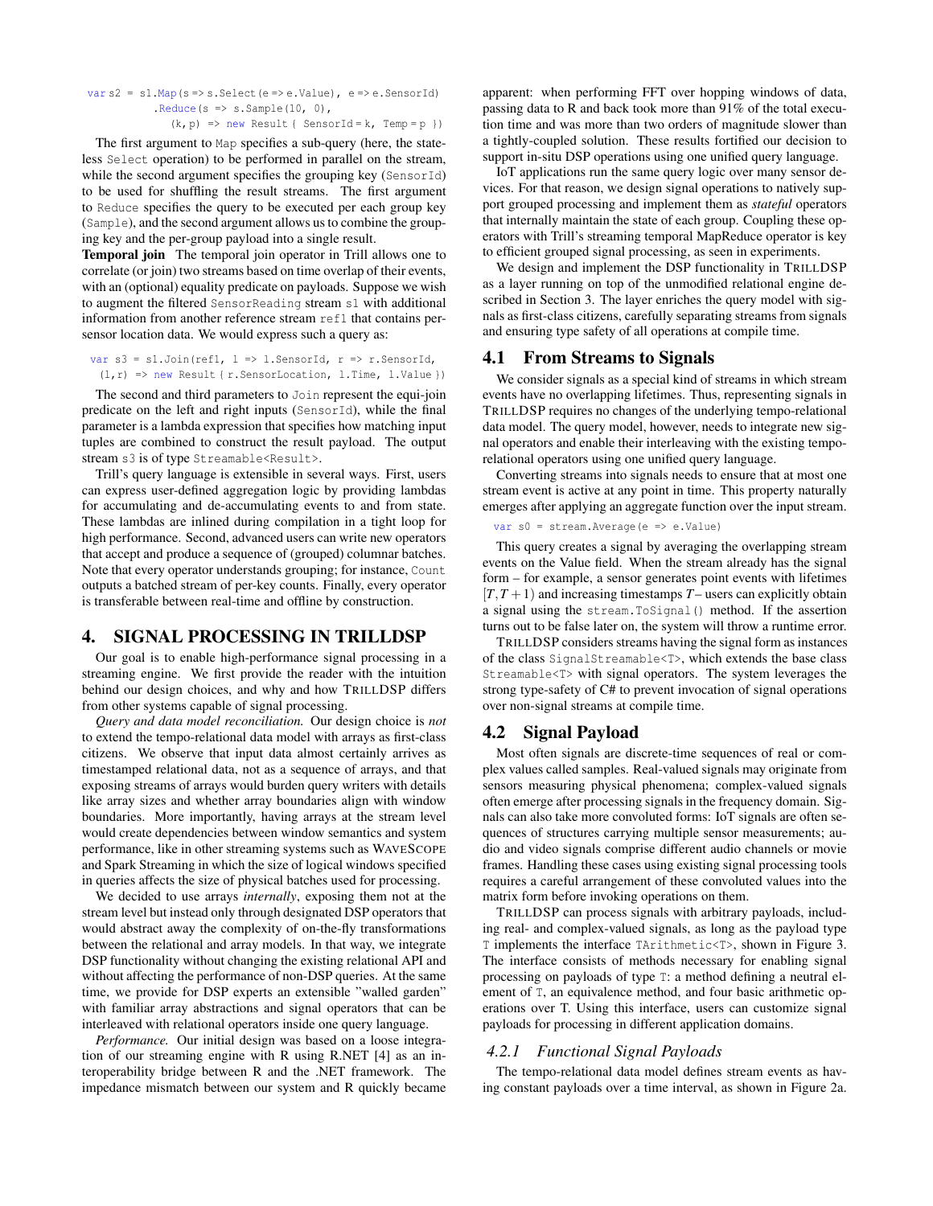```
var s2 = s1.Map(s => s.Select(e => e.Value), e => e.SensorId)
           .Reduce(s => s.Sample(10, 0),
              (k,p) => new Result { SensorId = k, Temp = p })
```

The first argument to `Map` specifies a sub-query (here, the stateless `Select` operation) to be performed in parallel on the stream, while the second argument specifies the grouping key (`SensorId`) to be used for shuffling the result streams. The first argument to `Reduce` specifies the query to be executed per each group key (`Sample`), and the second argument allows us to combine the grouping key and the per-group payload into a single result.

**Temporal join** The temporal join operator in Trill allows one to correlate (or join) two streams based on time overlap of their events, with an (optional) equality predicate on payloads. Suppose we wish to augment the filtered `SensorReading` stream `s1` with additional information from another reference stream `ref1` that contains per-sensor location data. We would express such a query as:

```
var s3 = s1.Join(ref1, l => l.SensorId, r => r.SensorId,
  (l,r) => new Result { r.SensorLocation, l.Time, l.Value })
```

The second and third parameters to `Join` represent the equi-join predicate on the left and right inputs (`SensorId`), while the final parameter is a lambda expression that specifies how matching input tuples are combined to construct the result payload. The output stream `s3` is of type `Streamable<Result>`.

Trill's query language is extensible in several ways. First, users can express user-defined aggregation logic by providing lambdas for accumulating and de-accumulating events to and from state. These lambdas are inlined during compilation in a tight loop for high performance. Second, advanced users can write new operators that accept and produce a sequence of (grouped) columnar batches. Note that every operator understands grouping; for instance, `Count` outputs a batched stream of per-key counts. Finally, every operator is transferable between real-time and offline by construction.

# 4. SIGNAL PROCESSING IN TRILLDSP

Our goal is to enable high-performance signal processing in a streaming engine. We first provide the reader with the intuition behind our design choices, and why and how TRILLDSP differs from other systems capable of signal processing.

*Query and data model reconciliation.* Our design choice is *not* to extend the tempo-relational data model with arrays as first-class citizens. We observe that input data almost certainly arrives as timestamped relational data, not as a sequence of arrays, and that exposing streams of arrays would burden query writers with details like array sizes and whether array boundaries align with window boundaries. More importantly, having arrays at the stream level would create dependencies between window semantics and system performance, like in other streaming systems such as WAVESCOPE and Spark Streaming in which the size of logical windows specified in queries affects the size of physical batches used for processing.

We decided to use arrays *internally*, exposing them not at the stream level but instead only through designated DSP operators that would abstract away the complexity of on-the-fly transformations between the relational and array models. In that way, we integrate DSP functionality without changing the existing relational API and without affecting the performance of non-DSP queries. At the same time, we provide for DSP experts an extensible "walled garden" with familiar array abstractions and signal operators that can be interleaved with relational operators inside one query language.

*Performance.* Our initial design was based on a loose integration of our streaming engine with R using R.NET [4] as an interoperability bridge between R and the .NET framework. The impedance mismatch between our system and R quickly became apparent: when performing FFT over hopping windows of data, passing data to R and back took more than 91% of the total execution time and was more than two orders of magnitude slower than a tightly-coupled solution. These results fortified our decision to support in-situ DSP operations using one unified query language.

IoT applications run the same query logic over many sensor devices. For that reason, we design signal operations to natively support grouped processing and implement them as *stateful* operators that internally maintain the state of each group. Coupling these operators with Trill's streaming temporal MapReduce operator is key to efficient grouped signal processing, as seen in experiments.

We design and implement the DSP functionality in TRILLDSP as a layer running on top of the unmodified relational engine described in Section 3. The layer enriches the query model with signals as first-class citizens, carefully separating streams from signals and ensuring type safety of all operations at compile time.

## 4.1 From Streams to Signals

We consider signals as a special kind of streams in which stream events have no overlapping lifetimes. Thus, representing signals in TRILLDSP requires no changes of the underlying tempo-relational data model. The query model, however, needs to integrate new signal operators and enable their interleaving with the existing tempo-relational operators using one unified query language.

Converting streams into signals needs to ensure that at most one stream event is active at any point in time. This property naturally emerges after applying an aggregate function over the input stream.

```
var s0 = stream.Average(e => e.Value)
```

This query creates a signal by averaging the overlapping stream events on the Value field. When the stream already has the signal form – for example, a sensor generates point events with lifetimes $[T, T+1)$ and increasing timestamps $T$ – users can explicitly obtain a signal using the `stream.ToSignal()` method. If the assertion turns out to be false later on, the system will throw a runtime error.

TRILLDSP considers streams having the signal form as instances of the class `SignalStreamable<T>`, which extends the base class `Streamable<T>` with signal operators. The system leverages the strong type-safety of C# to prevent invocation of signal operations over non-signal streams at compile time.

## 4.2 Signal Payload

Most often signals are discrete-time sequences of real or complex values called samples. Real-valued signals may originate from sensors measuring physical phenomena; complex-valued signals often emerge after processing signals in the frequency domain. Signals can also take more convoluted forms: IoT signals are often sequences of structures carrying multiple sensor measurements; audio and video signals comprise different audio channels or movie frames. Handling these cases using existing signal processing tools requires a careful arrangement of these convoluted values into the matrix form before invoking operations on them.

TRILLDSP can process signals with arbitrary payloads, including real- and complex-valued signals, as long as the payload type `T` implements the interface `TArithmetic<T>`, shown in Figure 3. The interface consists of methods necessary for enabling signal processing on payloads of type `T`: a method defining a neutral element of `T`, an equivalence method, and four basic arithmetic operations over T. Using this interface, users can customize signal payloads for processing in different application domains.

### 4.2.1 Functional Signal Payloads

The tempo-relational data model defines stream events as having constant payloads over a time interval, as shown in Figure 2a.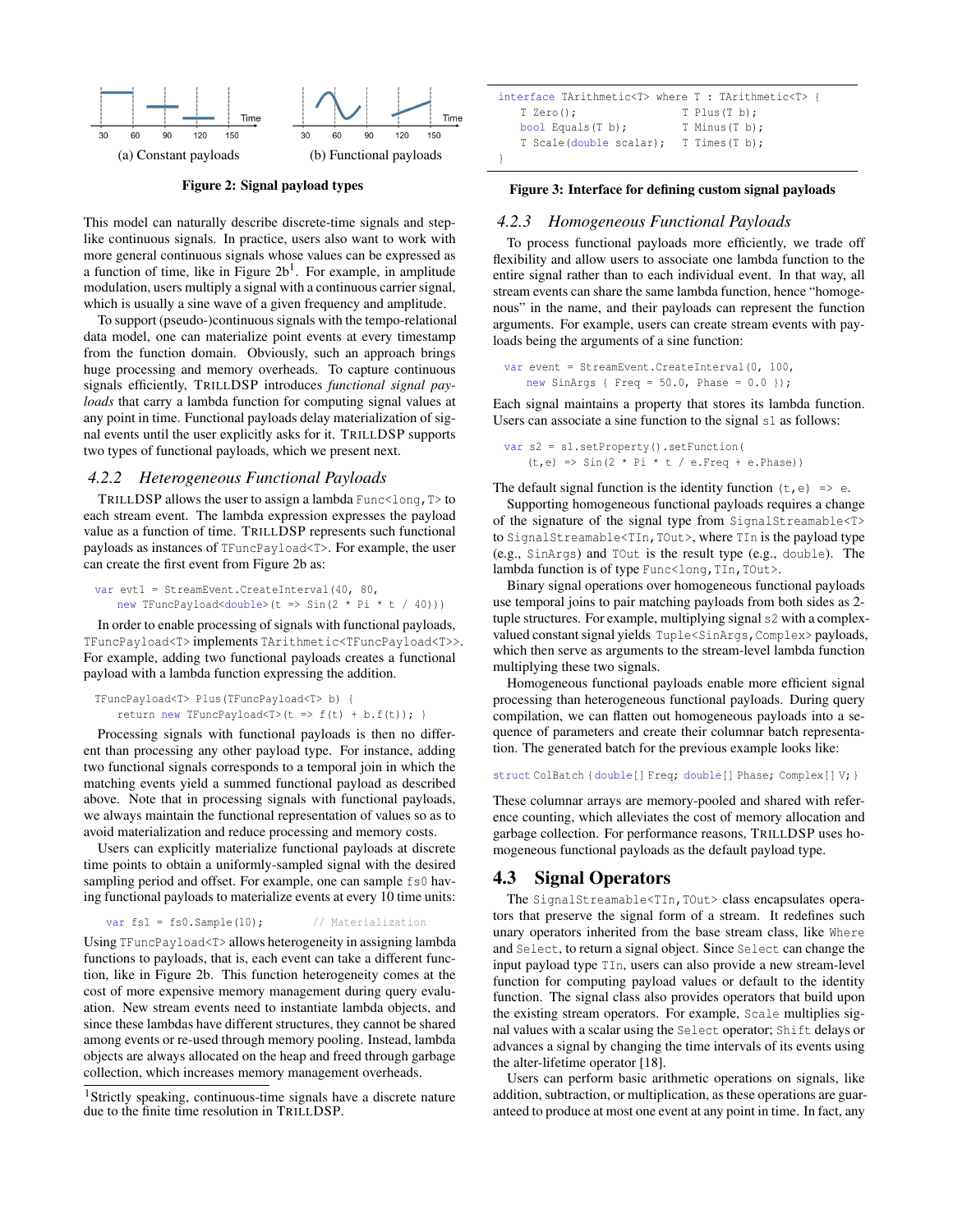(a) Constant payloads (b) Functional payloads

**Figure 2: Signal payload types**

This model can naturally describe discrete-time signals and step-like continuous signals. In practice, users also want to work with more general continuous signals whose values can be expressed as a function of time, like in Figure 2b[1]. For example, in amplitude modulation, users multiply a signal with a continuous carrier signal, which is usually a sine wave of a given frequency and amplitude.

To support (pseudo-)continuous signals with the tempo-relational data model, one can materialize point events at every timestamp from the function domain. Obviously, such an approach brings huge processing and memory overheads. To capture continuous signals efficiently, TRILLDSP introduces *functional signal payloads* that carry a lambda function for computing signal values at any point in time. Functional payloads delay materialization of signal events until the user explicitly asks for it. TRILLDSP supports two types of functional payloads, which we present next.

### 4.2.2 Heterogeneous Functional Payloads

TRILLDSP allows the user to assign a lambda `Func<long,T>` to each stream event. The lambda expression expresses the payload value as a function of time. TRILLDSP represents such functional payloads as instances of `TFuncPayload<T>`. For example, the user can create the first event from Figure 2b as:

```
var evt1 = StreamEvent.CreateInterval(40, 80,
    new TFuncPayload<double>(t => Sin(2 * Pi * t / 40)))
```

In order to enable processing of signals with functional payloads, `TFuncPayload<T>` implements `TArithmetic<TFuncPayload<T>>`. For example, adding two functional payloads creates a functional payload with a lambda function expressing the addition.

```
TFuncPayload<T> Plus(TFuncPayload<T> b) {
    return new TFuncPayload<T>(t => f(t) + b.f(t)); }
```

Processing signals with functional payloads is then no different than processing any other payload type. For instance, adding two functional signals corresponds to a temporal join in which the matching events yield a summed functional payload as described above. Note that in processing signals with functional payloads, we always maintain the functional representation of values so as to avoid materialization and reduce processing and memory costs.

Users can explicitly materialize functional payloads at discrete time points to obtain a uniformly-sampled signal with the desired sampling period and offset. For example, one can sample `fs0` having functional payloads to materialize events at every 10 time units:

```
var fs1 = fs0.Sample(10);        // Materialization
```

Using `TFuncPayload<T>` allows heterogeneity in assigning lambda functions to payloads, that is, each event can take a different function, like in Figure 2b. This function heterogeneity comes at the cost of more expensive memory management during query evaluation. New stream events need to instantiate lambda objects, and since these lambdas have different structures, they cannot be shared among events or re-used through memory pooling. Instead, lambda objects are always allocated on the heap and freed through garbage collection, which increases memory management overheads.

[1]Strictly speaking, continuous-time signals have a discrete nature due to the finite time resolution in TRILLDSP.

```
interface TArithmetic<T> where T : TArithmetic<T> {
    T Zero();                   T Plus(T b);
    bool Equals(T b);           T Minus(T b);
    T Scale(double scalar);     T Times(T b);
}
```

**Figure 3: Interface for defining custom signal payloads**

### 4.2.3 Homogeneous Functional Payloads

To process functional payloads more efficiently, we trade off flexibility and allow users to associate one lambda function to the entire signal rather than to each individual event. In that way, all stream events can share the same lambda function, hence "homogenous" in the name, and their payloads can represent the function arguments. For example, users can create stream events with payloads being the arguments of a sine function:

```
var event = StreamEvent.CreateInterval(0, 100,
    new SinArgs { Freq = 50.0, Phase = 0.0 });
```

Each signal maintains a property that stores its lambda function. Users can associate a sine function to the signal `s1` as follows:

```
var s2 = s1.setProperty().setFunction(
    (t,e) => Sin(2 * Pi * t / e.Freq + e.Phase))
```

The default signal function is the identity function `(t,e) => e`.

Supporting homogeneous functional payloads requires a change of the signature of the signal type from `SignalStreamable<T>` to `SignalStreamable<TIn,TOut>`, where `TIn` is the payload type (e.g., `SinArgs`) and `TOut` is the result type (e.g., `double`). The lambda function is of type `Func<long,TIn,TOut>`.

Binary signal operations over homogeneous functional payloads use temporal joins to pair matching payloads from both sides as 2-tuple structures. For example, multiplying signal `s2` with a complex-valued constant signal yields `Tuple<SinArgs,Complex>` payloads, which then serve as arguments to the stream-level lambda function multiplying these two signals.

Homogeneous functional payloads enable more efficient signal processing than heterogeneous functional payloads. During query compilation, we can flatten out homogeneous payloads into a sequence of parameters and create their columnar batch representation. The generated batch for the previous example looks like:

```
struct ColBatch { double[] Freq; double[] Phase; Complex[] V; }
```

These columnar arrays are memory-pooled and shared with reference counting, which alleviates the cost of memory allocation and garbage collection. For performance reasons, TRILLDSP uses homogeneous functional payloads as the default payload type.

## 4.3 Signal Operators

The `SignalStreamable<TIn,TOut>` class encapsulates operators that preserve the signal form of a stream. It redefines such unary operators inherited from the base stream class, like `Where` and `Select`, to return a signal object. Since `Select` can change the input payload type `TIn`, users can also provide a new stream-level function for computing payload values or default to the identity function. The signal class also provides operators that build upon the existing stream operators. For example, `Scale` multiplies signal values with a scalar using the `Select` operator; `Shift` delays or advances a signal by changing the time intervals of its events using the alter-lifetime operator [18].

Users can perform basic arithmetic operations on signals, like addition, subtraction, or multiplication, as these operations are guaranteed to produce at most one event at any point in time. In fact, any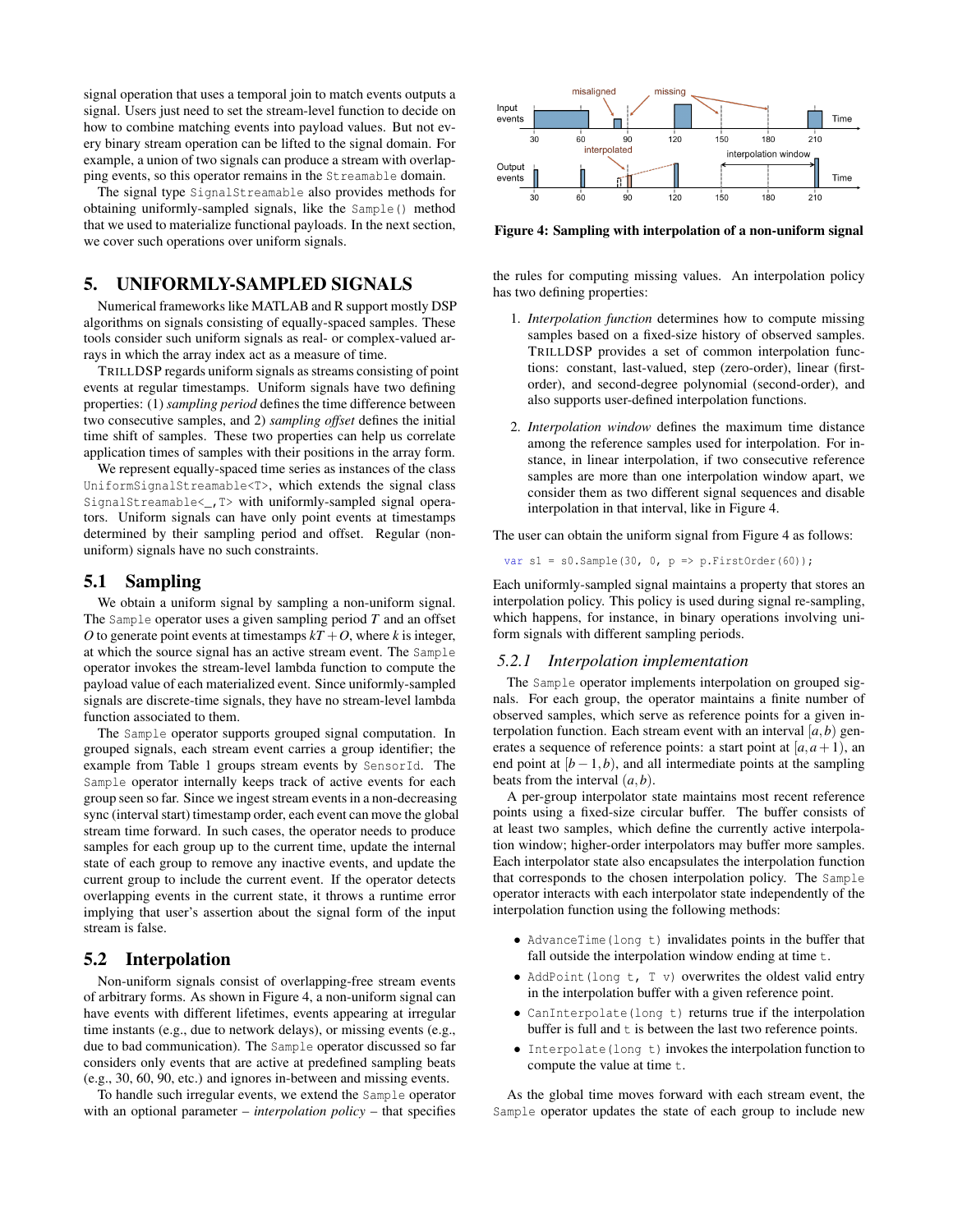signal operation that uses a temporal join to match events outputs a signal. Users just need to set the stream-level function to decide on how to combine matching events into payload values. But not every binary stream operation can be lifted to the signal domain. For example, a union of two signals can produce a stream with overlapping events, so this operator remains in the `Streamable` domain.

The signal type `SignalStreamable` also provides methods for obtaining uniformly-sampled signals, like the `Sample()` method that we used to materialize functional payloads. In the next section, we cover such operations over uniform signals.

## 5. UNIFORMLY-SAMPLED SIGNALS

Numerical frameworks like MATLAB and R support mostly DSP algorithms on signals consisting of equally-spaced samples. These tools consider such uniform signals as real- or complex-valued arrays in which the array index act as a measure of time.

TRILLDSP regards uniform signals as streams consisting of point events at regular timestamps. Uniform signals have two defining properties: (1) *sampling period* defines the time difference between two consecutive samples, and 2) *sampling offset* defines the initial time shift of samples. These two properties can help us correlate application times of samples with their positions in the array form.

We represent equally-spaced time series as instances of the class `UniformSignalStreamable<T>`, which extends the signal class `SignalStreamable<_,T>` with uniformly-sampled signal operators. Uniform signals can have only point events at timestamps determined by their sampling period and offset. Regular (non-uniform) signals have no such constraints.

### 5.1 Sampling

We obtain a uniform signal by sampling a non-uniform signal. The `Sample` operator uses a given sampling period $T$ and an offset $O$ to generate point events at timestamps $kT+O$, where $k$ is integer, at which the source signal has an active stream event. The `Sample` operator invokes the stream-level lambda function to compute the payload value of each materialized event. Since uniformly-sampled signals are discrete-time signals, they have no stream-level lambda function associated to them.

The `Sample` operator supports grouped signal computation. In grouped signals, each stream event carries a group identifier; the example from Table 1 groups stream events by `SensorId`. The `Sample` operator internally keeps track of active events for each group seen so far. Since we ingest stream events in a non-decreasing sync (interval start) timestamp order, each event can move the global stream time forward. In such cases, the operator needs to produce samples for each group up to the current time, update the internal state of each group to remove any inactive events, and update the current group to include the current event. If the operator detects overlapping events in the current state, it throws a runtime error implying that user's assertion about the signal form of the input stream is false.

### 5.2 Interpolation

Non-uniform signals consist of overlapping-free stream events of arbitrary forms. As shown in Figure 4, a non-uniform signal can have events with different lifetimes, events appearing at irregular time instants (e.g., due to network delays), or missing events (e.g., due to bad communication). The `Sample` operator discussed so far considers only events that are active at predefined sampling beats (e.g., 30, 60, 90, etc.) and ignores in-between and missing events.

To handle such irregular events, we extend the `Sample` operator with an optional parameter – *interpolation policy* – that specifies

**Figure 4: Sampling with interpolation of a non-uniform signal**

the rules for computing missing values. An interpolation policy has two defining properties:

1. *Interpolation function* determines how to compute missing samples based on a fixed-size history of observed samples. TRILLDSP provides a set of common interpolation functions: constant, last-valued, step (zero-order), linear (first-order), and second-degree polynomial (second-order), and also supports user-defined interpolation functions.

2. *Interpolation window* defines the maximum time distance among the reference samples used for interpolation. For instance, in linear interpolation, if two consecutive reference samples are more than one interpolation window apart, we consider them as two different signal sequences and disable interpolation in that interval, like in Figure 4.

The user can obtain the uniform signal from Figure 4 as follows:

```
var s1 = s0.Sample(30, 0, p => p.FirstOrder(60));
```

Each uniformly-sampled signal maintains a property that stores an interpolation policy. This policy is used during signal re-sampling, which happens, for instance, in binary operations involving uniform signals with different sampling periods.

#### 5.2.1 Interpolation implementation

The `Sample` operator implements interpolation on grouped signals. For each group, the operator maintains a finite number of observed samples, which serve as reference points for a given interpolation function. Each stream event with an interval $[a,b)$ generates a sequence of reference points: a start point at $[a,a+1)$, an end point at $[b-1,b)$, and all intermediate points at the sampling beats from the interval $(a,b)$.

A per-group interpolator state maintains most recent reference points using a fixed-size circular buffer. The buffer consists of at least two samples, which define the currently active interpolation window; higher-order interpolators may buffer more samples. Each interpolator state also encapsulates the interpolation function that corresponds to the chosen interpolation policy. The `Sample` operator interacts with each interpolator state independently of the interpolation function using the following methods:

- `AdvanceTime(long t)` invalidates points in the buffer that fall outside the interpolation window ending at time `t`.
- `AddPoint(long t, T v)` overwrites the oldest valid entry in the interpolation buffer with a given reference point.
- `CanInterpolate(long t)` returns true if the interpolation buffer is full and `t` is between the last two reference points.
- `Interpolate(long t)` invokes the interpolation function to compute the value at time `t`.

As the global time moves forward with each stream event, the `Sample` operator updates the state of each group to include new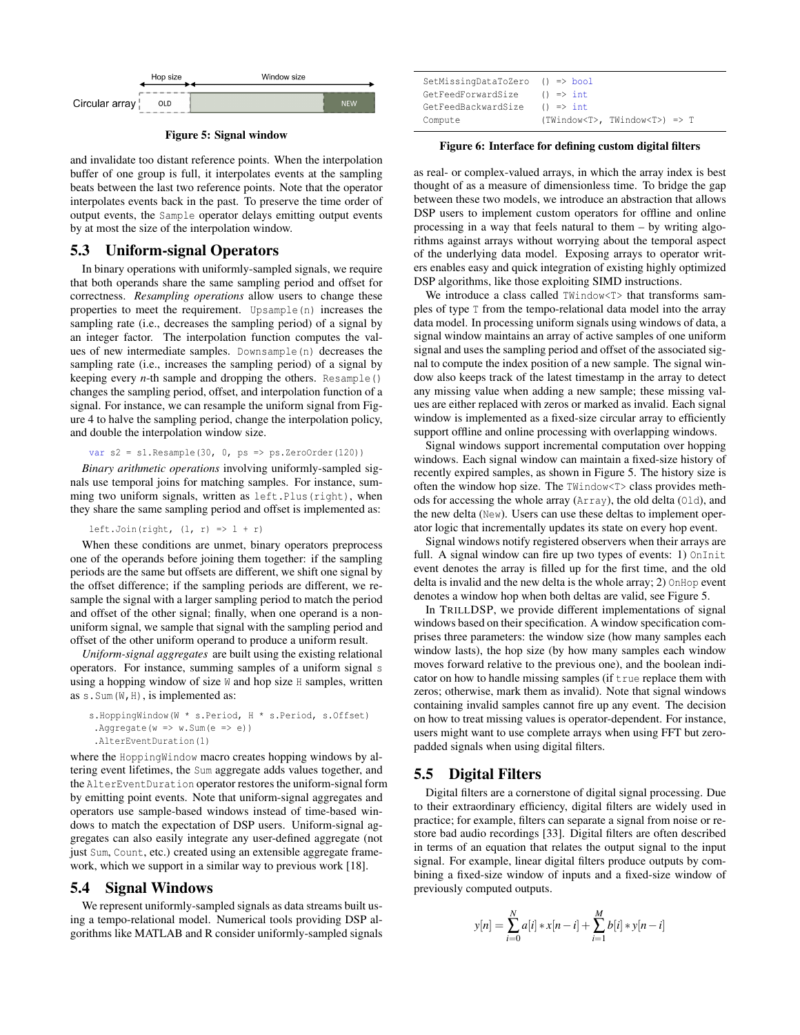Figure 5: Signal window

and invalidate too distant reference points. When the interpolation buffer of one group is full, it interpolates events at the sampling beats between the last two reference points. Note that the operator interpolates events back in the past. To preserve the time order of output events, the `Sample` operator delays emitting output events by at most the size of the interpolation window.

## 5.3 Uniform-signal Operators

In binary operations with uniformly-sampled signals, we require that both operands share the same sampling period and offset for correctness. *Resampling operations* allow users to change these properties to meet the requirement. `Upsample(n)` increases the sampling rate (i.e., decreases the sampling period) of a signal by an integer factor. The interpolation function computes the values of new intermediate samples. `Downsample(n)` decreases the sampling rate (i.e., increases the sampling period) of a signal by keeping every *n*-th sample and dropping the others. `Resample()` changes the sampling period, offset, and interpolation function of a signal. For instance, we can resample the uniform signal from Figure 4 to halve the sampling period, change the interpolation policy, and double the interpolation window size.

```
var s2 = s1.Resample(30, 0, ps => ps.ZeroOrder(120))
```

*Binary arithmetic operations* involving uniformly-sampled signals use temporal joins for matching samples. For instance, summing two uniform signals, written as `left.Plus(right)`, when they share the same sampling period and offset is implemented as:

```
left.Join(right, (l, r) => l + r)
```

When these conditions are unmet, binary operators preprocess one of the operands before joining them together: if the sampling periods are the same but offsets are different, we shift one signal by the offset difference; if the sampling periods are different, we resample the signal with a larger sampling period to match the period and offset of the other signal; finally, when one operand is a non-uniform signal, we sample that signal with the sampling period and offset of the other uniform operand to produce a uniform result.

*Uniform-signal aggregates* are built using the existing relational operators. For instance, summing samples of a uniform signal `s` using a hopping window of size `W` and hop size `H` samples, written as `s.Sum(W,H)`, is implemented as:

```
s.HoppingWindow(W * s.Period, H * s.Period, s.Offset)
 .Aggregate(w => w.Sum(e => e))
 .AlterEventDuration(1)
```

where the `HoppingWindow` macro creates hopping windows by altering event lifetimes, the `Sum` aggregate adds values together, and the `AlterEventDuration` operator restores the uniform-signal form by emitting point events. Note that uniform-signal aggregates and operators use sample-based windows instead of time-based windows to match the expectation of DSP users. Uniform-signal aggregates can also easily integrate any user-defined aggregate (not just `Sum`, `Count`, etc.) created using an extensible aggregate framework, which we support in a similar way to previous work [18].

## 5.4 Signal Windows

We represent uniformly-sampled signals as data streams built using a tempo-relational model. Numerical tools providing DSP algorithms like MATLAB and R consider uniformly-sampled signals as real- or complex-valued arrays, in which the array index is best thought of as a measure of dimensionless time. To bridge the gap between these two models, we introduce an abstraction that allows DSP users to implement custom operators for offline and online processing in a way that feels natural to them – by writing algorithms against arrays without worrying about the temporal aspect of the underlying data model. Exposing arrays to operator writers enables easy and quick integration of existing highly optimized DSP algorithms, like those exploiting SIMD instructions.

```
SetMissingDataToZero   () => bool
GetFeedForwardSize     () => int
GetFeedBackwardSize    () => int
Compute                (TWindow<T>, TWindow<T>) => T
```

Figure 6: Interface for defining custom digital filters

We introduce a class called `TWindow<T>` that transforms samples of type `T` from the tempo-relational data model into the array data model. In processing uniform signals using windows of data, a signal window maintains an array of active samples of one uniform signal and uses the sampling period and offset of the associated signal to compute the index position of a new sample. The signal window also keeps track of the latest timestamp in the array to detect any missing value when adding a new sample; these missing values are either replaced with zeros or marked as invalid. Each signal window is implemented as a fixed-size circular array to efficiently support offline and online processing with overlapping windows.

Signal windows support incremental computation over hopping windows. Each signal window can maintain a fixed-size history of recently expired samples, as shown in Figure 5. The history size is often the window hop size. The `TWindow<T>` class provides methods for accessing the whole array (`Array`), the old delta (`Old`), and the new delta (`New`). Users can use these deltas to implement operator logic that incrementally updates its state on every hop event.

Signal windows notify registered observers when their arrays are full. A signal window can fire up two types of events: 1) `OnInit` event denotes the array is filled up for the first time, and the old delta is invalid and the new delta is the whole array; 2) `OnHop` event denotes a window hop when both deltas are valid, see Figure 5.

In TRILLDSP, we provide different implementations of signal windows based on their specification. A window specification comprises three parameters: the window size (how many samples each window lasts), the hop size (by how many samples each window moves forward relative to the previous one), and the boolean indicator on how to handle missing samples (if `true` replace them with zeros; otherwise, mark them as invalid). Note that signal windows containing invalid samples cannot fire up any event. The decision on how to treat missing values is operator-dependent. For instance, users might want to use complete arrays when using FFT but zero-padded signals when using digital filters.

## 5.5 Digital Filters

Digital filters are a cornerstone of digital signal processing. Due to their extraordinary efficiency, digital filters are widely used in practice; for example, filters can separate a signal from noise or restore bad audio recordings [33]. Digital filters are often described in terms of an equation that relates the output signal to the input signal. For example, linear digital filters produce outputs by combining a fixed-size window of inputs and a fixed-size window of previously computed outputs.

$$y[n] = \sum_{i=0}^{N} a[i] * x[n-i] + \sum_{i=1}^{M} b[i] * y[n-i]$$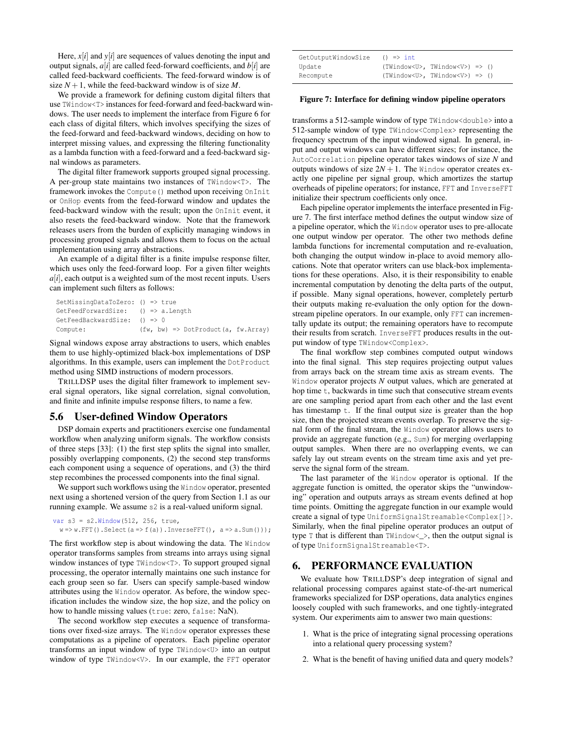Here, $x[i]$ and $y[i]$ are sequences of values denoting the input and output signals, $a[i]$ are called feed-forward coefficients, and $b[i]$ are called feed-backward coefficients. The feed-forward window is of size $N+1$, while the feed-backward window is of size $M$.

We provide a framework for defining custom digital filters that use `TWindow<T>` instances for feed-forward and feed-backward windows. The user needs to implement the interface from Figure 6 for each class of digital filters, which involves specifying the sizes of the feed-forward and feed-backward windows, deciding on how to interpret missing values, and expressing the filtering functionality as a lambda function with a feed-forward and a feed-backward signal windows as parameters.

The digital filter framework supports grouped signal processing. A per-group state maintains two instances of `TWindow<T>`. The framework invokes the `Compute()` method upon receiving `OnInit` or `OnHop` events from the feed-forward window and updates the feed-backward window with the result; upon the `OnInit` event, it also resets the feed-backward window. Note that the framework releases users from the burden of explicitly managing windows in processing grouped signals and allows them to focus on the actual implementation using array abstractions.

An example of a digital filter is a finite impulse response filter, which uses only the feed-forward loop. For a given filter weights $a[i]$, each output is a weighted sum of the most recent inputs. Users can implement such filters as follows:

```
SetMissingDataToZero: () => true
GetFeedForwardSize:   () => a.Length
GetFeedBackwardSize:  () => 0
Compute:              (fw, bw) => DotProduct(a, fw.Array)
```

Signal windows expose array abstractions to users, which enables them to use highly-optimized black-box implementations of DSP algorithms. In this example, users can implement the `DotProduct` method using SIMD instructions of modern processors.

TRILLDSP uses the digital filter framework to implement several signal operators, like signal correlation, signal convolution, and finite and infinite impulse response filters, to name a few.

## 5.6 User-defined Window Operators

DSP domain experts and practitioners exercise one fundamental workflow when analyzing uniform signals. The workflow consists of three steps [33]: (1) the first step splits the signal into smaller, possibly overlapping components, (2) the second step transforms each component using a sequence of operations, and (3) the third step recombines the processed components into the final signal.

We support such workflows using the `Window` operator, presented next using a shortened version of the query from Section 1.1 as our running example. We assume `s2` is a real-valued uniform signal.

```
var s3 = s2.Window(512, 256, true,
  w => w.FFT().Select(a => f(a)).InverseFFT(), a => a.Sum()));
```

The first workflow step is about windowing the data. The `Window` operator transforms samples from streams into arrays using signal window instances of type `TWindow<T>`. To support grouped signal processing, the operator internally maintains one such instance for each group seen so far. Users can specify sample-based window attributes using the `Window` operator. As before, the window specification includes the window size, the hop size, and the policy on how to handle missing values (`true`: zero, `false`: NaN).

The second workflow step executes a sequence of transformations over fixed-size arrays. The `Window` operator expresses these computations as a pipeline of operators. Each pipeline operator transforms an input window of type `TWindow<U>` into an output window of type `TWindow<V>`. In our example, the `FFT` operator transforms a 512-sample window of type `TWindow<double>` into a 512-sample window of type `TWindow<Complex>` representing the frequency spectrum of the input windowed signal. In general, input and output windows can have different sizes; for instance, the `AutoCorrelation` pipeline operator takes windows of size $N$ and outputs windows of size $2N+1$. The `Window` operator creates exactly one pipeline per signal group, which amortizes the startup overheads of pipeline operators; for instance, `FFT` and `InverseFFT` initialize their spectrum coefficients only once.

```
GetOutputWindowSize   () => int
Update                (TWindow<U>, TWindow<V>) => ()
Recompute             (TWindow<U>, TWindow<V>) => ()
```

**Figure 7: Interface for defining window pipeline operators**

Each pipeline operator implements the interface presented in Figure 7. The first interface method defines the output window size of a pipeline operator, which the `Window` operator uses to pre-allocate one output window per operator. The other two methods define lambda functions for incremental computation and re-evaluation, both changing the output window in-place to avoid memory allocations. Note that operator writers can use black-box implementations for these operations. Also, it is their responsibility to enable incremental computation by denoting the delta parts of the output, if possible. Many signal operations, however, completely perturb their outputs making re-evaluation the only option for the downstream pipeline operators. In our example, only `FFT` can incrementally update its output; the remaining operators have to recompute their results from scratch. `InverseFFT` produces results in the output window of type `TWindow<Complex>`.

The final workflow step combines computed output windows into the final signal. This step requires projecting output values from arrays back on the stream time axis as stream events. The `Window` operator projects $N$ output values, which are generated at hop time `t`, backwards in time such that consecutive stream events are one sampling period apart from each other and the last event has timestamp `t`. If the final output size is greater than the hop size, then the projected stream events overlap. To preserve the signal form of the final stream, the `Window` operator allows users to provide an aggregate function (e.g., `Sum`) for merging overlapping output samples. When there are no overlapping events, we can safely lay out stream events on the stream time axis and yet preserve the signal form of the stream.

The last parameter of the `Window` operator is optional. If the aggregate function is omitted, the operator skips the "unwindowing" operation and outputs arrays as stream events defined at hop time points. Omitting the aggregate function in our example would create a signal of type `UniformSignalStreamable<Complex[]>`. Similarly, when the final pipeline operator produces an output of type `T` that is different than `TWindow<_>`, then the output signal is of type `UniformSignalStreamable<T>`.

# 6. PERFORMANCE EVALUATION

We evaluate how TRILLDSP's deep integration of signal and relational processing compares against state-of-the-art numerical frameworks specialized for DSP operations, data analytics engines loosely coupled with such frameworks, and one tightly-integrated system. Our experiments aim to answer two main questions:

1. What is the price of integrating signal processing operations into a relational query processing system?
2. What is the benefit of having unified data and query models?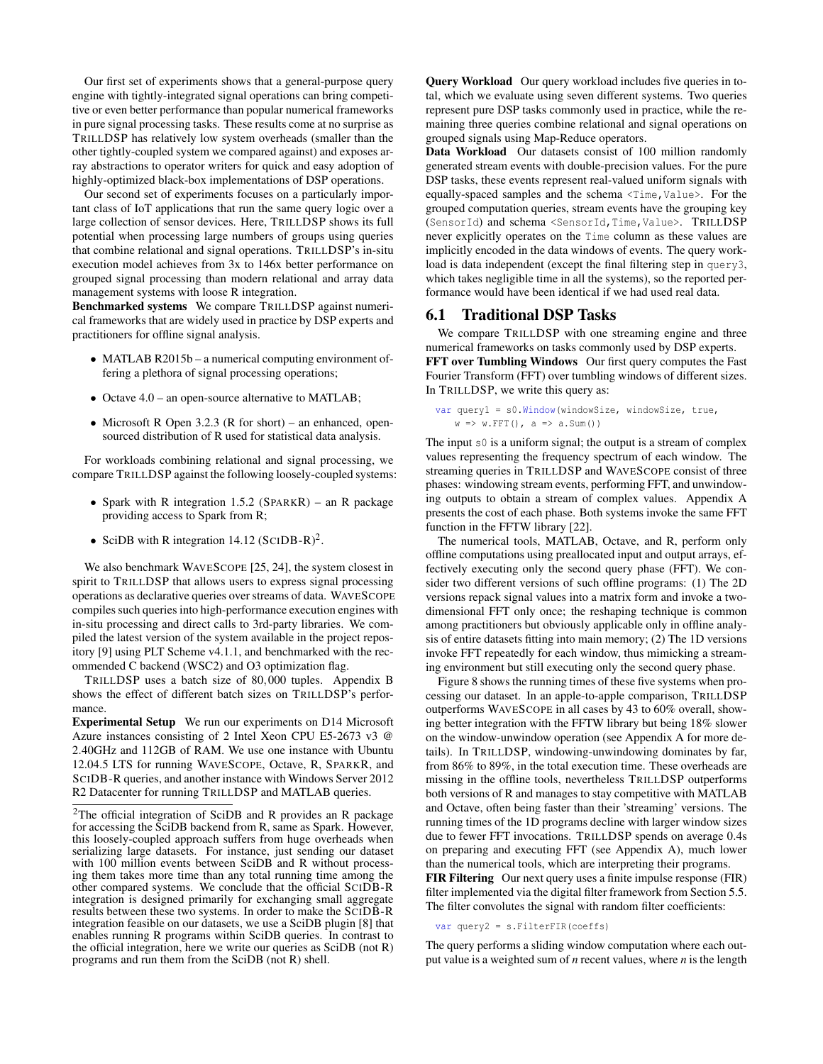Our first set of experiments shows that a general-purpose query engine with tightly-integrated signal operations can bring competitive or even better performance than popular numerical frameworks in pure signal processing tasks. These results come at no surprise as TRILLDSP has relatively low system overheads (smaller than the other tightly-coupled system we compared against) and exposes array abstractions to operator writers for quick and easy adoption of highly-optimized black-box implementations of DSP operations.

Our second set of experiments focuses on a particularly important class of IoT applications that run the same query logic over a large collection of sensor devices. Here, TRILLDSP shows its full potential when processing large numbers of groups using queries that combine relational and signal operations. TRILLDSP's in-situ execution model achieves from 3x to 146x better performance on grouped signal processing than modern relational and array data management systems with loose R integration.

**Benchmarked systems** We compare TRILLDSP against numerical frameworks that are widely used in practice by DSP experts and practitioners for offline signal analysis.

- MATLAB R2015b – a numerical computing environment offering a plethora of signal processing operations;
- Octave 4.0 – an open-source alternative to MATLAB;
- Microsoft R Open 3.2.3 (R for short) – an enhanced, open-sourced distribution of R used for statistical data analysis.

For workloads combining relational and signal processing, we compare TRILLDSP against the following loosely-coupled systems:

- Spark with R integration 1.5.2 (SPARKR) – an R package providing access to Spark from R;
- SciDB with R integration 14.12 (SCIDB-R)[2].

We also benchmark WAVESCOPE [25, 24], the system closest in spirit to TRILLDSP that allows users to express signal processing operations as declarative queries over streams of data. WAVESCOPE compiles such queries into high-performance execution engines with in-situ processing and direct calls to 3rd-party libraries. We compiled the latest version of the system available in the project repository [9] using PLT Scheme v4.1.1, and benchmarked with the recommended C backend (WSC2) and O3 optimization flag.

TRILLDSP uses a batch size of 80,000 tuples. Appendix B shows the effect of different batch sizes on TRILLDSP's performance.

**Experimental Setup** We run our experiments on D14 Microsoft Azure instances consisting of 2 Intel Xeon CPU E5-2673 v3 @ 2.40GHz and 112GB of RAM. We use one instance with Ubuntu 12.04.5 LTS for running WAVESCOPE, Octave, R, SPARKR, and SCIDB-R queries, and another instance with Windows Server 2012 R2 Datacenter for running TRILLDSP and MATLAB queries.

[2]The official integration of SciDB and R provides an R package for accessing the SciDB backend from R, same as Spark. However, this loosely-coupled approach suffers from huge overheads when serializing large datasets. For instance, just sending our dataset with 100 million events between SciDB and R without processing them takes more time than any total running time among the other compared systems. We conclude that the official SCIDB-R integration is designed primarily for exchanging small aggregate results between these two systems. In order to make the SCIDB-R integration feasible on our datasets, we use a SciDB plugin [8] that enables running R programs within SciDB queries. In contrast to the official integration, here we write our queries as SciDB (not R) programs and run them from the SciDB (not R) shell.

**Query Workload** Our query workload includes five queries in total, which we evaluate using seven different systems. Two queries represent pure DSP tasks commonly used in practice, while the remaining three queries combine relational and signal operations on grouped signals using Map-Reduce operators.

**Data Workload** Our datasets consist of 100 million randomly generated stream events with double-precision values. For the pure DSP tasks, these events represent real-valued uniform signals with equally-spaced samples and the schema `<Time,Value>`. For the grouped computation queries, stream events have the grouping key (`SensorId`) and schema `<SensorId,Time,Value>`. TRILLDSP never explicitly operates on the `Time` column as these values are implicitly encoded in the data windows of events. The query workload is data independent (except the final filtering step in `query3`, which takes negligible time in all the systems), so the reported performance would have been identical if we had used real data.

## 6.1 Traditional DSP Tasks

We compare TRILLDSP with one streaming engine and three numerical frameworks on tasks commonly used by DSP experts.

**FFT over Tumbling Windows** Our first query computes the Fast Fourier Transform (FFT) over tumbling windows of different sizes. In TRILLDSP, we write this query as:

```
var query1 = s0.Window(windowSize, windowSize, true,
    w => w.FFT(), a => a.Sum())
```

The input `s0` is a uniform signal; the output is a stream of complex values representing the frequency spectrum of each window. The streaming queries in TRILLDSP and WAVESCOPE consist of three phases: windowing stream events, performing FFT, and unwindowing outputs to obtain a stream of complex values. Appendix A presents the cost of each phase. Both systems invoke the same FFT function in the FFTW library [22].

The numerical tools, MATLAB, Octave, and R, perform only offline computations using preallocated input and output arrays, effectively executing only the second query phase (FFT). We consider two different versions of such offline programs: (1) The 2D versions repack signal values into a matrix form and invoke a two-dimensional FFT only once; the reshaping technique is common among practitioners but obviously applicable only in offline analysis of entire datasets fitting into main memory; (2) The 1D versions invoke FFT repeatedly for each window, thus mimicking a streaming environment but still executing only the second query phase.

Figure 8 shows the running times of these five systems when processing our dataset. In an apple-to-apple comparison, TRILLDSP outperforms WAVESCOPE in all cases by 43 to 60% overall, showing better integration with the FFTW library but being 18% slower on the window-unwindow operation (see Appendix A for more details). In TRILLDSP, windowing-unwindowing dominates by far, from 86% to 89%, in the total execution time. These overheads are missing in the offline tools, nevertheless TRILLDSP outperforms both versions of R and manages to stay competitive with MATLAB and Octave, often being faster than their 'streaming' versions. The running times of the 1D programs decline with larger window sizes due to fewer FFT invocations. TRILLDSP spends on average 0.4s on preparing and executing FFT (see Appendix A), much lower than the numerical tools, which are interpreting their programs.

**FIR Filtering** Our next query uses a finite impulse response (FIR) filter implemented via the digital filter framework from Section 5.5. The filter convolutes the signal with random filter coefficients:

```
var query2 = s.FilterFIR(coeffs)
```

The query performs a sliding window computation where each output value is a weighted sum of $n$ recent values, where $n$ is the length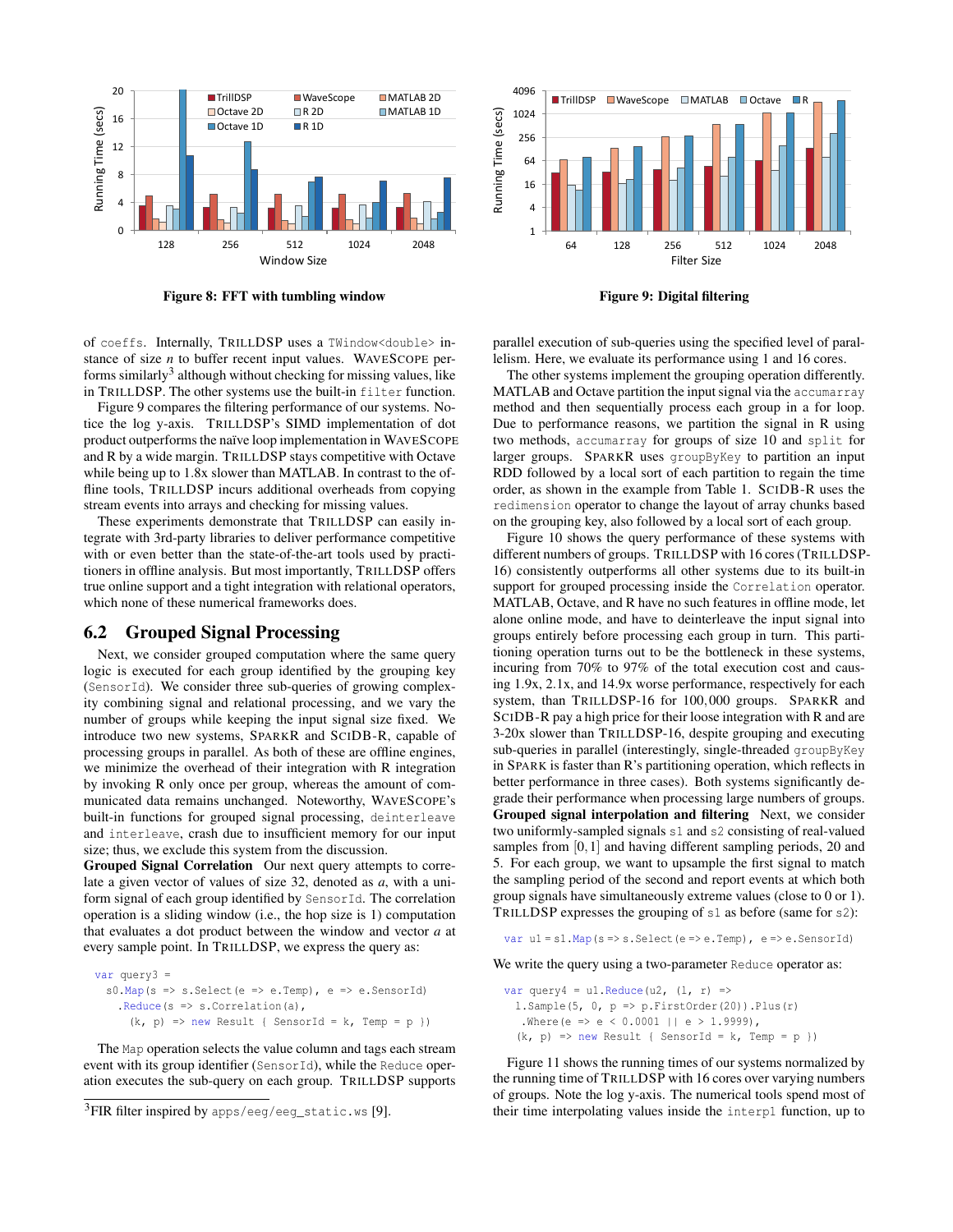Figure 8: FFT with tumbling window

Figure 9: Digital filtering

of `coeffs`. Internally, TRILLDSP uses a `TWindow<double>` instance of size $n$ to buffer recent input values. WAVESCOPE performs similarly[3] although without checking for missing values, like in TRILLDSP. The other systems use the built-in `filter` function.

Figure 9 compares the filtering performance of our systems. Notice the log y-axis. TRILLDSP's SIMD implementation of dot product outperforms the naïve loop implementation in WAVESCOPE and R by a wide margin. TRILLDSP stays competitive with Octave while being up to 1.8x slower than MATLAB. In contrast to the offline tools, TRILLDSP incurs additional overheads from copying stream events into arrays and checking for missing values.

These experiments demonstrate that TRILLDSP can easily integrate with 3rd-party libraries to deliver performance competitive with or even better than the state-of-the-art tools used by practitioners in offline analysis. But most importantly, TRILLDSP offers true online support and a tight integration with relational operators, which none of these numerical frameworks does.

## 6.2 Grouped Signal Processing

Next, we consider grouped computation where the same query logic is executed for each group identified by the grouping key (`SensorId`). We consider three sub-queries of growing complexity combining signal and relational processing, and we vary the number of groups while keeping the input signal size fixed. We introduce two new systems, SPARKR and SCIDB-R, capable of processing groups in parallel. As both of these are offline engines, we minimize the overhead of their integration with R integration by invoking R only once per group, whereas the amount of communicated data remains unchanged. Noteworthy, WAVESCOPE's built-in functions for grouped signal processing, `deinterleave` and `interleave`, crash due to insufficient memory for our input size; thus, we exclude this system from the discussion.

**Grouped Signal Correlation** Our next query attempts to correlate a given vector of values of size 32, denoted as $a$, with a uniform signal of each group identified by `SensorId`. The correlation operation is a sliding window (i.e., the hop size is 1) computation that evaluates a dot product between the window and vector $a$ at every sample point. In TRILLDSP, we express the query as:

```
var query3 =
  s0.Map(s => s.Select(e => e.Temp), e => e.SensorId)
    .Reduce(s => s.Correlation(a),
      (k, p) => new Result { SensorId = k, Temp = p })
```

The `Map` operation selects the value column and tags each stream event with its group identifier (`SensorId`), while the `Reduce` operation executes the sub-query on each group. TRILLDSP supports parallel execution of sub-queries using the specified level of parallelism. Here, we evaluate its performance using 1 and 16 cores.

The other systems implement the grouping operation differently. MATLAB and Octave partition the input signal via the `accumarray` method and then sequentially process each group in a for loop. Due to performance reasons, we partition the signal in R using two methods, `accumarray` for groups of size 10 and `split` for larger groups. SPARKR uses `groupByKey` to partition an input RDD followed by a local sort of each partition to regain the time order, as shown in the example from Table 1. SCIDB-R uses the `redimension` operator to change the layout of array chunks based on the grouping key, also followed by a local sort of each group.

Figure 10 shows the query performance of these systems with different numbers of groups. TRILLDSP with 16 cores (TRILLDSP-16) consistently outperforms all other systems due to its built-in support for grouped processing inside the `Correlation` operator. MATLAB, Octave, and R have no such features in offline mode, let alone online mode, and have to deinterleave the input signal into groups entirely before processing each group in turn. This partitioning operation turns out to be the bottleneck in these systems, incuring from 70% to 97% of the total execution cost and causing 1.9x, 2.1x, and 14.9x worse performance, respectively for each system, than TRILLDSP-16 for 100,000 groups. SPARKR and SCIDB-R pay a high price for their loose integration with R and are 3-20x slower than TRILLDSP-16, despite grouping and executing sub-queries in parallel (interestingly, single-threaded `groupByKey` in SPARK is faster than R's partitioning operation, which reflects in better performance in three cases). Both systems significantly degrade their performance when processing large numbers of groups.

**Grouped signal interpolation and filtering** Next, we consider two uniformly-sampled signals `s1` and `s2` consisting of real-valued samples from $[0, 1]$ and having different sampling periods, 20 and 5. For each group, we want to upsample the first signal to match the sampling period of the second and report events at which both group signals have simultaneously extreme values (close to 0 or 1). TRILLDSP expresses the grouping of `s1` as before (same for `s2`):

```
var u1 = s1.Map(s => s.Select(e => e.Temp), e => e.SensorId)
```

We write the query using a two-parameter `Reduce` operator as:

```
var query4 = u1.Reduce(u2, (l, r) =>
  l.Sample(5, 0, p => p.FirstOrder(20)).Plus(r)
   .Where(e => e < 0.0001 || e > 1.9999),
  (k, p) => new Result { SensorId = k, Temp = p })
```

Figure 11 shows the running times of our systems normalized by the running time of TRILLDSP with 16 cores over varying numbers of groups. Note the log y-axis. The numerical tools spend most of their time interpolating values inside the `interp1` function, up to

[3] FIR filter inspired by `apps/eeg/eeg_static.ws` [9].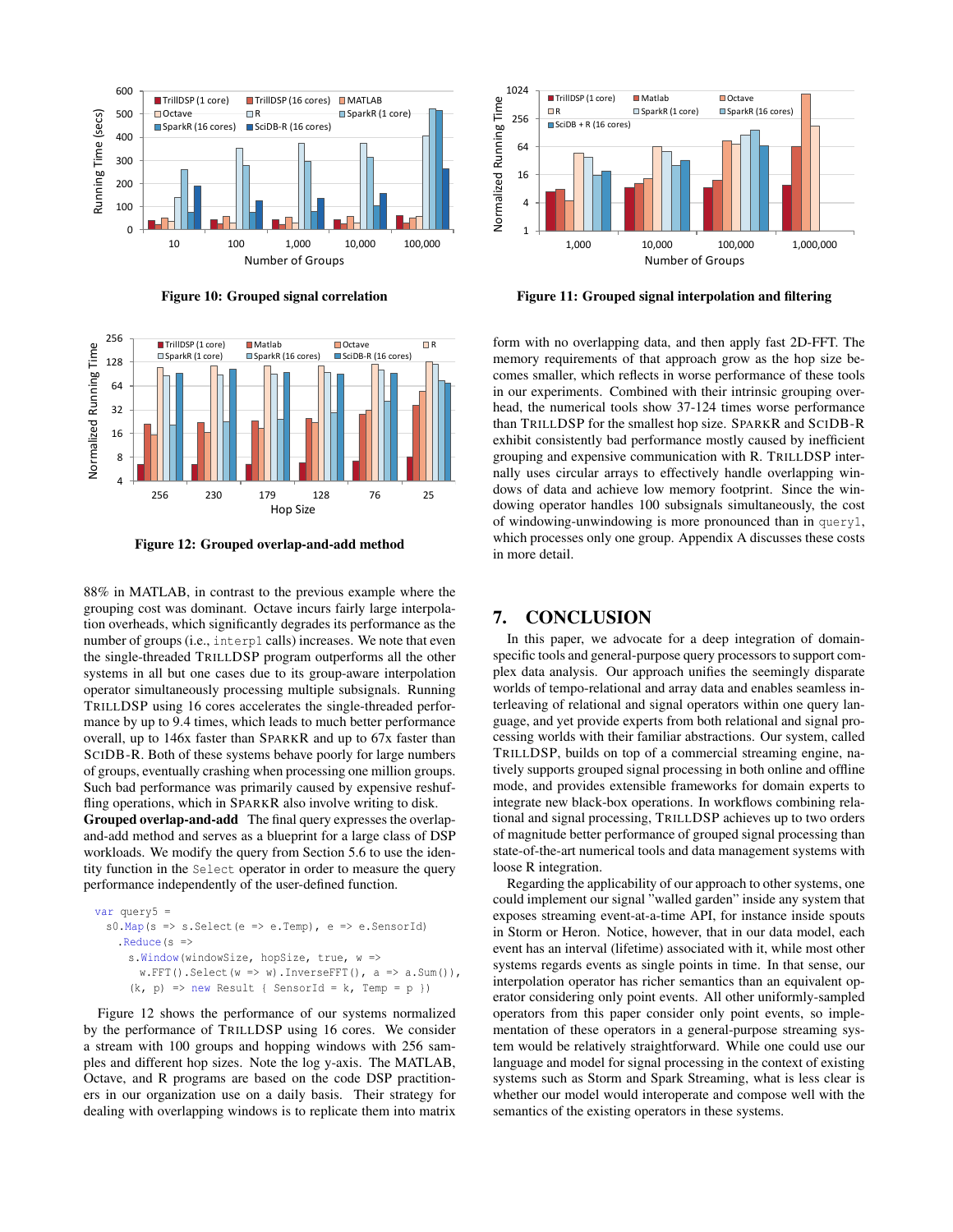Figure 10: Grouped signal correlation

Figure 11: Grouped signal interpolation and filtering

Figure 12: Grouped overlap-and-add method

88% in MATLAB, in contrast to the previous example where the grouping cost was dominant. Octave incurs fairly large interpolation overheads, which significantly degrades its performance as the number of groups (i.e., `interp1` calls) increases. We note that even the single-threaded TRILLDSP program outperforms all the other systems in all but one cases due to its group-aware interpolation operator simultaneously processing multiple subsignals. Running TRILLDSP using 16 cores accelerates the single-threaded performance by up to 9.4 times, which leads to much better performance overall, up to 146x faster than SPARKR and up to 67x faster than SCIDB-R. Both of these systems behave poorly for large numbers of groups, eventually crashing when processing one million groups. Such bad performance was primarily caused by expensive reshuffling operations, which in SPARKR also involve writing to disk.

**Grouped overlap-and-add** The final query expresses the overlap-and-add method and serves as a blueprint for a large class of DSP workloads. We modify the query from Section 5.6 to use the identity function in the `Select` operator in order to measure the query performance independently of the user-defined function.

```
var query5 =
  s0.Map(s => s.Select(e => e.Temp), e => e.SensorId)
    .Reduce(s =>
      s.Window(windowSize, hopSize, true, w =>
        w.FFT().Select(w => w).InverseFFT(), a => a.Sum()),
     (k, p) => new Result { SensorId = k, Temp = p })
```

Figure 12 shows the performance of our systems normalized by the performance of TRILLDSP using 16 cores. We consider a stream with 100 groups and hopping windows with 256 samples and different hop sizes. Note the log y-axis. The MATLAB, Octave, and R programs are based on the code DSP practitioners in our organization use on a daily basis. Their strategy for dealing with overlapping windows is to replicate them into matrix form with no overlapping data, and then apply fast 2D-FFT. The memory requirements of that approach grow as the hop size becomes smaller, which reflects in worse performance of these tools in our experiments. Combined with their intrinsic grouping overhead, the numerical tools show 37-124 times worse performance than TRILLDSP for the smallest hop size. SPARKR and SCIDB-R exhibit consistently bad performance mostly caused by inefficient grouping and expensive communication with R. TRILLDSP internally uses circular arrays to effectively handle overlapping windows of data and achieve low memory footprint. Since the windowing operator handles 100 subsignals simultaneously, the cost of windowing-unwindowing is more pronounced than in `query1`, which processes only one group. Appendix A discusses these costs in more detail.

# 7. CONCLUSION

In this paper, we advocate for a deep integration of domain-specific tools and general-purpose query processors to support complex data analysis. Our approach unifies the seemingly disparate worlds of tempo-relational and array data and enables seamless interleaving of relational and signal operators within one query language, and yet provide experts from both relational and signal processing worlds with their familiar abstractions. Our system, called TRILLDSP, builds on top of a commercial streaming engine, natively supports grouped signal processing in both online and offline mode, and provides extensible frameworks for domain experts to integrate new black-box operations. In workflows combining relational and signal processing, TRILLDSP achieves up to two orders of magnitude better performance of grouped signal processing than state-of-the-art numerical tools and data management systems with loose R integration.

Regarding the applicability of our approach to other systems, one could implement our signal "walled garden" inside any system that exposes streaming event-at-a-time API, for instance inside spouts in Storm or Heron. Notice, however, that in our data model, each event has an interval (lifetime) associated with it, while most other systems regards events as single points in time. In that sense, our interpolation operator has richer semantics than an equivalent operator considering only point events. All other uniformly-sampled operators from this paper consider only point events, so implementation of these operators in a general-purpose streaming system would be relatively straightforward. While one could use our language and model for signal processing in the context of existing systems such as Storm and Spark Streaming, what is less clear is whether our model would interoperate and compose well with the semantics of the existing operators in these systems.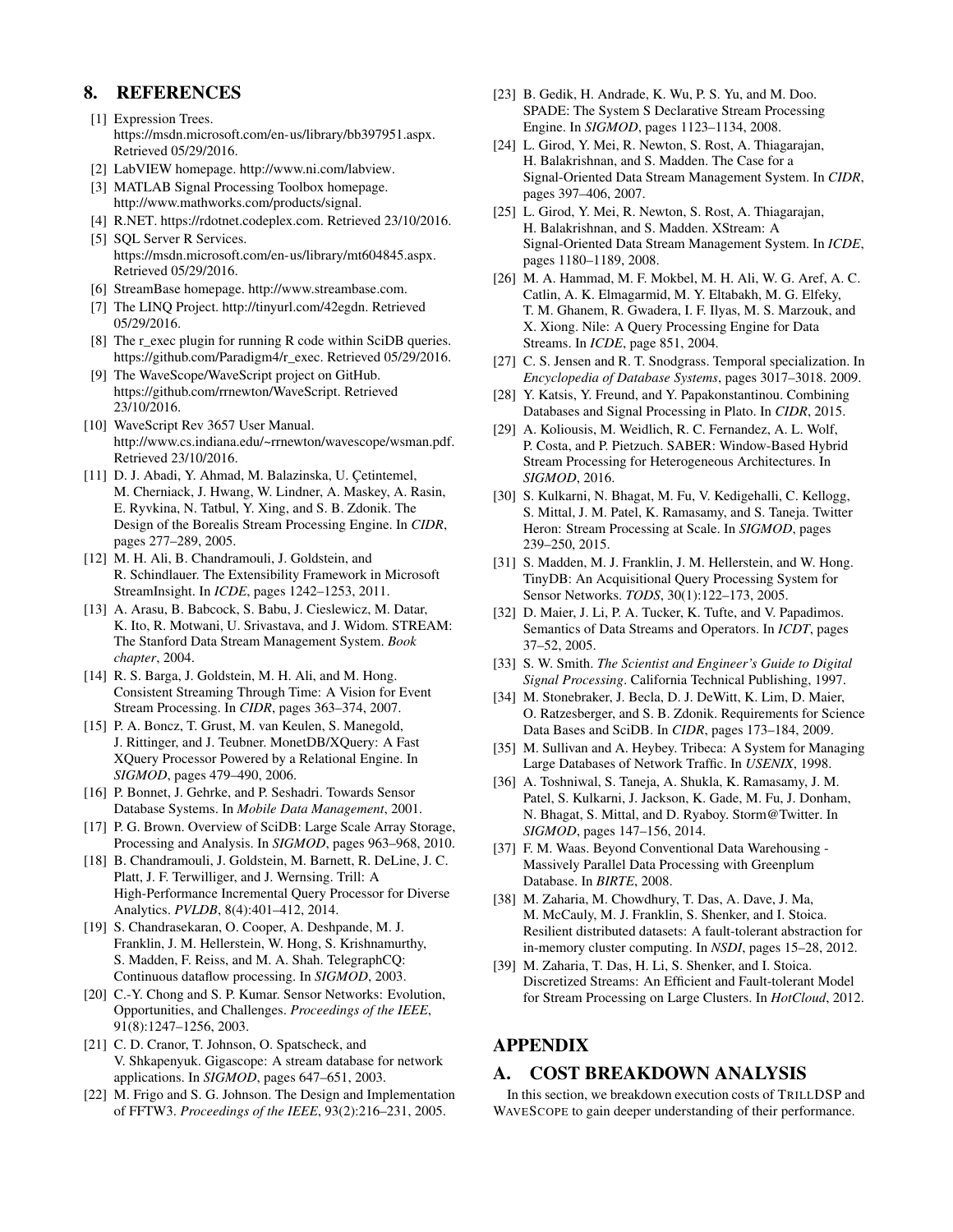## 8. REFERENCES

[1] Expression Trees. https://msdn.microsoft.com/en-us/library/bb397951.aspx. Retrieved 05/29/2016.

[2] LabVIEW homepage. http://www.ni.com/labview.

[3] MATLAB Signal Processing Toolbox homepage. http://www.mathworks.com/products/signal.

[4] R.NET. https://rdotnet.codeplex.com. Retrieved 23/10/2016.

[5] SQL Server R Services. https://msdn.microsoft.com/en-us/library/mt604845.aspx. Retrieved 05/29/2016.

[6] StreamBase homepage. http://www.streambase.com.

[7] The LINQ Project. http://tinyurl.com/42egdn. Retrieved 05/29/2016.

[8] The r_exec plugin for running R code within SciDB queries. https://github.com/Paradigm4/r_exec. Retrieved 05/29/2016.

[9] The WaveScope/WaveScript project on GitHub. https://github.com/rrnewton/WaveScript. Retrieved 23/10/2016.

[10] WaveScript Rev 3657 User Manual. http://www.cs.indiana.edu/~rrnewton/wavescope/wsman.pdf. Retrieved 23/10/2016.

[11] D. J. Abadi, Y. Ahmad, M. Balazinska, U. Çetintemel, M. Cherniack, J. Hwang, W. Lindner, A. Maskey, A. Rasin, E. Ryvkina, N. Tatbul, Y. Xing, and S. B. Zdonik. The Design of the Borealis Stream Processing Engine. In *CIDR*, pages 277–289, 2005.

[12] M. H. Ali, B. Chandramouli, J. Goldstein, and R. Schindlauer. The Extensibility Framework in Microsoft StreamInsight. In *ICDE*, pages 1242–1253, 2011.

[13] A. Arasu, B. Babcock, S. Babu, J. Cieslewicz, M. Datar, K. Ito, R. Motwani, U. Srivastava, and J. Widom. STREAM: The Stanford Data Stream Management System. *Book chapter*, 2004.

[14] R. S. Barga, J. Goldstein, M. H. Ali, and M. Hong. Consistent Streaming Through Time: A Vision for Event Stream Processing. In *CIDR*, pages 363–374, 2007.

[15] P. A. Boncz, T. Grust, M. van Keulen, S. Manegold, J. Rittinger, and J. Teubner. MonetDB/XQuery: A Fast XQuery Processor Powered by a Relational Engine. In *SIGMOD*, pages 479–490, 2006.

[16] P. Bonnet, J. Gehrke, and P. Seshadri. Towards Sensor Database Systems. In *Mobile Data Management*, 2001.

[17] P. G. Brown. Overview of SciDB: Large Scale Array Storage, Processing and Analysis. In *SIGMOD*, pages 963–968, 2010.

[18] B. Chandramouli, J. Goldstein, M. Barnett, R. DeLine, J. C. Platt, J. F. Terwilliger, and J. Wernsing. Trill: A High-Performance Incremental Query Processor for Diverse Analytics. *PVLDB*, 8(4):401–412, 2014.

[19] S. Chandrasekaran, O. Cooper, A. Deshpande, M. J. Franklin, J. M. Hellerstein, W. Hong, S. Krishnamurthy, S. Madden, F. Reiss, and M. A. Shah. TelegraphCQ: Continuous dataflow processing. In *SIGMOD*, 2003.

[20] C.-Y. Chong and S. P. Kumar. Sensor Networks: Evolution, Opportunities, and Challenges. *Proceedings of the IEEE*, 91(8):1247–1256, 2003.

[21] C. D. Cranor, T. Johnson, O. Spatscheck, and V. Shkapenyuk. Gigascope: A stream database for network applications. In *SIGMOD*, pages 647–651, 2003.

[22] M. Frigo and S. G. Johnson. The Design and Implementation of FFTW3. *Proceedings of the IEEE*, 93(2):216–231, 2005.

[23] B. Gedik, H. Andrade, K. Wu, P. S. Yu, and M. Doo. SPADE: The System S Declarative Stream Processing Engine. In *SIGMOD*, pages 1123–1134, 2008.

[24] L. Girod, Y. Mei, R. Newton, S. Rost, A. Thiagarajan, H. Balakrishnan, and S. Madden. The Case for a Signal-Oriented Data Stream Management System. In *CIDR*, pages 397–406, 2007.

[25] L. Girod, Y. Mei, R. Newton, S. Rost, A. Thiagarajan, H. Balakrishnan, and S. Madden. XStream: A Signal-Oriented Data Stream Management System. In *ICDE*, pages 1180–1189, 2008.

[26] M. A. Hammad, M. F. Mokbel, M. H. Ali, W. G. Aref, A. C. Catlin, A. K. Elmagarmid, M. Y. Eltabakh, M. G. Elfeky, T. M. Ghanem, R. Gwadera, I. F. Ilyas, M. S. Marzouk, and X. Xiong. Nile: A Query Processing Engine for Data Streams. In *ICDE*, page 851, 2004.

[27] C. S. Jensen and R. T. Snodgrass. Temporal specialization. In *Encyclopedia of Database Systems*, pages 3017–3018. 2009.

[28] Y. Katsis, Y. Freund, and Y. Papakonstantinou. Combining Databases and Signal Processing in Plato. In *CIDR*, 2015.

[29] A. Koliousis, M. Weidlich, R. C. Fernandez, A. L. Wolf, P. Costa, and P. Pietzuch. SABER: Window-Based Hybrid Stream Processing for Heterogeneous Architectures. In *SIGMOD*, 2016.

[30] S. Kulkarni, N. Bhagat, M. Fu, V. Kedigehalli, C. Kellogg, S. Mittal, J. M. Patel, K. Ramasamy, and S. Taneja. Twitter Heron: Stream Processing at Scale. In *SIGMOD*, pages 239–250, 2015.

[31] S. Madden, M. J. Franklin, J. M. Hellerstein, and W. Hong. TinyDB: An Acquisitional Query Processing System for Sensor Networks. *TODS*, 30(1):122–173, 2005.

[32] D. Maier, J. Li, P. A. Tucker, K. Tufte, and V. Papadimos. Semantics of Data Streams and Operators. In *ICDT*, pages 37–52, 2005.

[33] S. W. Smith. *The Scientist and Engineer's Guide to Digital Signal Processing*. California Technical Publishing, 1997.

[34] M. Stonebraker, J. Becla, D. J. DeWitt, K. Lim, D. Maier, O. Ratzesberger, and S. B. Zdonik. Requirements for Science Data Bases and SciDB. In *CIDR*, pages 173–184, 2009.

[35] M. Sullivan and A. Heybey. Tribeca: A System for Managing Large Databases of Network Traffic. In *USENIX*, 1998.

[36] A. Toshniwal, S. Taneja, A. Shukla, K. Ramasamy, J. M. Patel, S. Kulkarni, J. Jackson, K. Gade, M. Fu, J. Donham, N. Bhagat, S. Mittal, and D. Ryaboy. Storm@Twitter. In *SIGMOD*, pages 147–156, 2014.

[37] F. M. Waas. Beyond Conventional Data Warehousing - Massively Parallel Data Processing with Greenplum Database. In *BIRTE*, 2008.

[38] M. Zaharia, M. Chowdhury, T. Das, A. Dave, J. Ma, M. McCauly, M. J. Franklin, S. Shenker, and I. Stoica. Resilient distributed datasets: A fault-tolerant abstraction for in-memory cluster computing. In *NSDI*, pages 15–28, 2012.

[39] M. Zaharia, T. Das, H. Li, S. Shenker, and I. Stoica. Discretized Streams: An Efficient and Fault-tolerant Model for Stream Processing on Large Clusters. In *HotCloud*, 2012.

# APPENDIX

## A. COST BREAKDOWN ANALYSIS

In this section, we breakdown execution costs of TRILLDSP and WAVESCOPE to gain deeper understanding of their performance.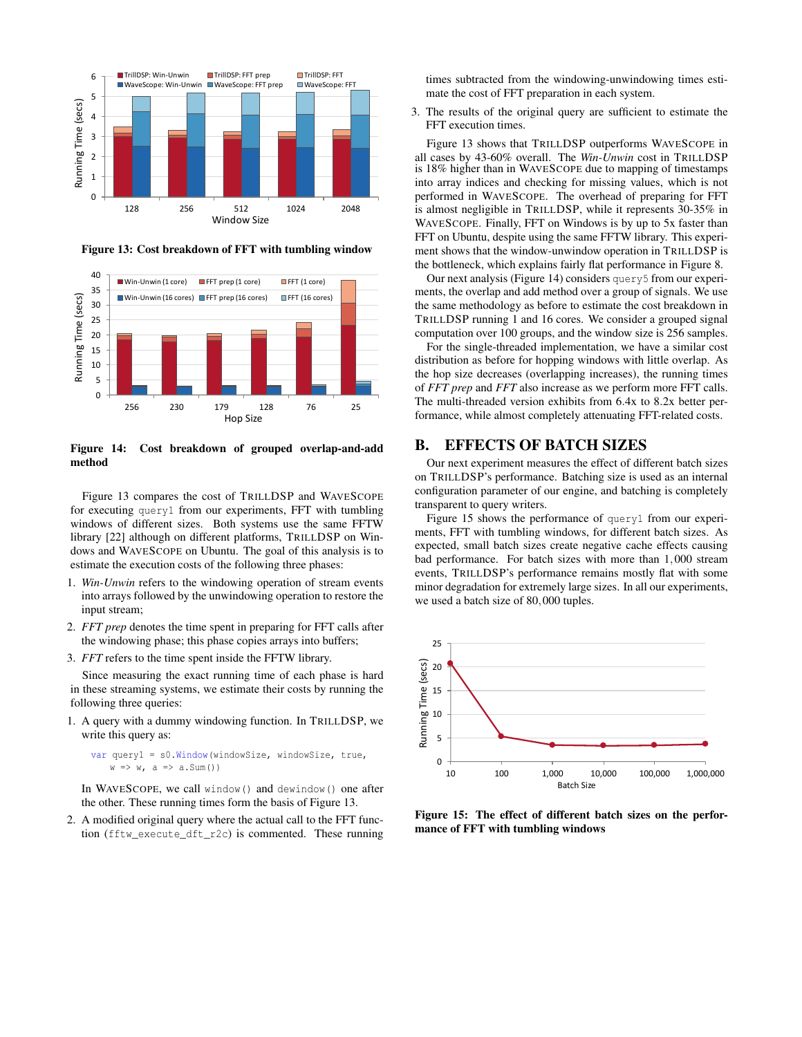6
5
4
3
2
1
0
Running Time (secs)
TrillDSP: Win-Unwin
TrillDSP: FFT prep
TrillDSP: FFT
WaveScope: Win-Unwin
WaveScope: FFT prep
WaveScope: FFT
128
256
512
1024
2048
Window Size

**Figure 13: Cost breakdown of FFT with tumbling window**

40
35
30
25
20
15
10
5
0
Running Time (secs)
Win-Unwin (1 core)
FFT prep (1 core)
FFT (1 core)
Win-Unwin (16 cores)
FFT prep (16 cores)
FFT (16 cores)
256
230
179
128
76
25
Hop Size

**Figure 14: Cost breakdown of grouped overlap-and-add method**

Figure 13 compares the cost of TRILLDSP and WAVESCOPE for executing query1 from our experiments, FFT with tumbling windows of different sizes. Both systems use the same FFTW library [22] although on different platforms, TRILLDSP on Windows and WAVESCOPE on Ubuntu. The goal of this analysis is to estimate the execution costs of the following three phases:

1. *Win-Unwin* refers to the windowing operation of stream events into arrays followed by the unwindowing operation to restore the input stream;
2. *FFT prep* denotes the time spent in preparing for FFT calls after the windowing phase; this phase copies arrays into buffers;
3. *FFT* refers to the time spent inside the FFTW library.

Since measuring the exact running time of each phase is hard in these streaming systems, we estimate their costs by running the following three queries:

1. A query with a dummy windowing function. In TRILLDSP, we write this query as:

```
var query1 = s0.Window(windowSize, windowSize, true,
    w => w, a => a.Sum())
```

In WAVESCOPE, we call window() and dewindow() one after the other. These running times form the basis of Figure 13.

2. A modified original query where the actual call to the FFT function (fftw_execute_dft_r2c) is commented. These running times subtracted from the windowing-unwindowing times estimate the cost of FFT preparation in each system.
3. The results of the original query are sufficient to estimate the FFT execution times.

Figure 13 shows that TRILLDSP outperforms WAVESCOPE in all cases by 43-60% overall. The *Win-Unwin* cost in TRILLDSP is 18% higher than in WAVESCOPE due to mapping of timestamps into array indices and checking for missing values, which is not performed in WAVESCOPE. The overhead of preparing for FFT is almost negligible in TRILLDSP, while it represents 30-35% in WAVESCOPE. Finally, FFT on Windows is by up to 5x faster than FFT on Ubuntu, despite using the same FFTW library. This experiment shows that the window-unwindow operation in TRILLDSP is the bottleneck, which explains fairly flat performance in Figure 8.

Our next analysis (Figure 14) considers query5 from our experiments, the overlap and add method over a group of signals. We use the same methodology as before to estimate the cost breakdown in TRILLDSP running 1 and 16 cores. We consider a grouped signal computation over 100 groups, and the window size is 256 samples.

For the single-threaded implementation, we have a similar cost distribution as before for hopping windows with little overlap. As the hop size decreases (overlapping windows increases), the running times of *FFT prep* and *FFT* also increase as we perform more FFT calls. The multi-threaded version exhibits from 6.4x to 8.2x better performance, while almost completely attenuating FFT-related costs.

## B. EFFECTS OF BATCH SIZES

Our next experiment measures the effect of different batch sizes on TRILLDSP's performance. Batching size is used as an internal configuration parameter of our engine, and batching is completely transparent to query writers.

Figure 15 shows the performance of query1 from our experiments, FFT with tumbling windows, for different batch sizes. As expected, small batch sizes create negative cache effects causing bad performance. For batch sizes with more than 1,000 stream events, TRILLDSP's performance remains mostly flat with some minor degradation for extremely large sizes. In all our experiments, we used a batch size of 80,000 tuples.

25
20
15
10
5
0
Running Time (secs)
10
100
1,000
10,000
100,000
1,000,000
Batch Size

**Figure 15: The effect of different batch sizes on the performance of FFT with tumbling windows**